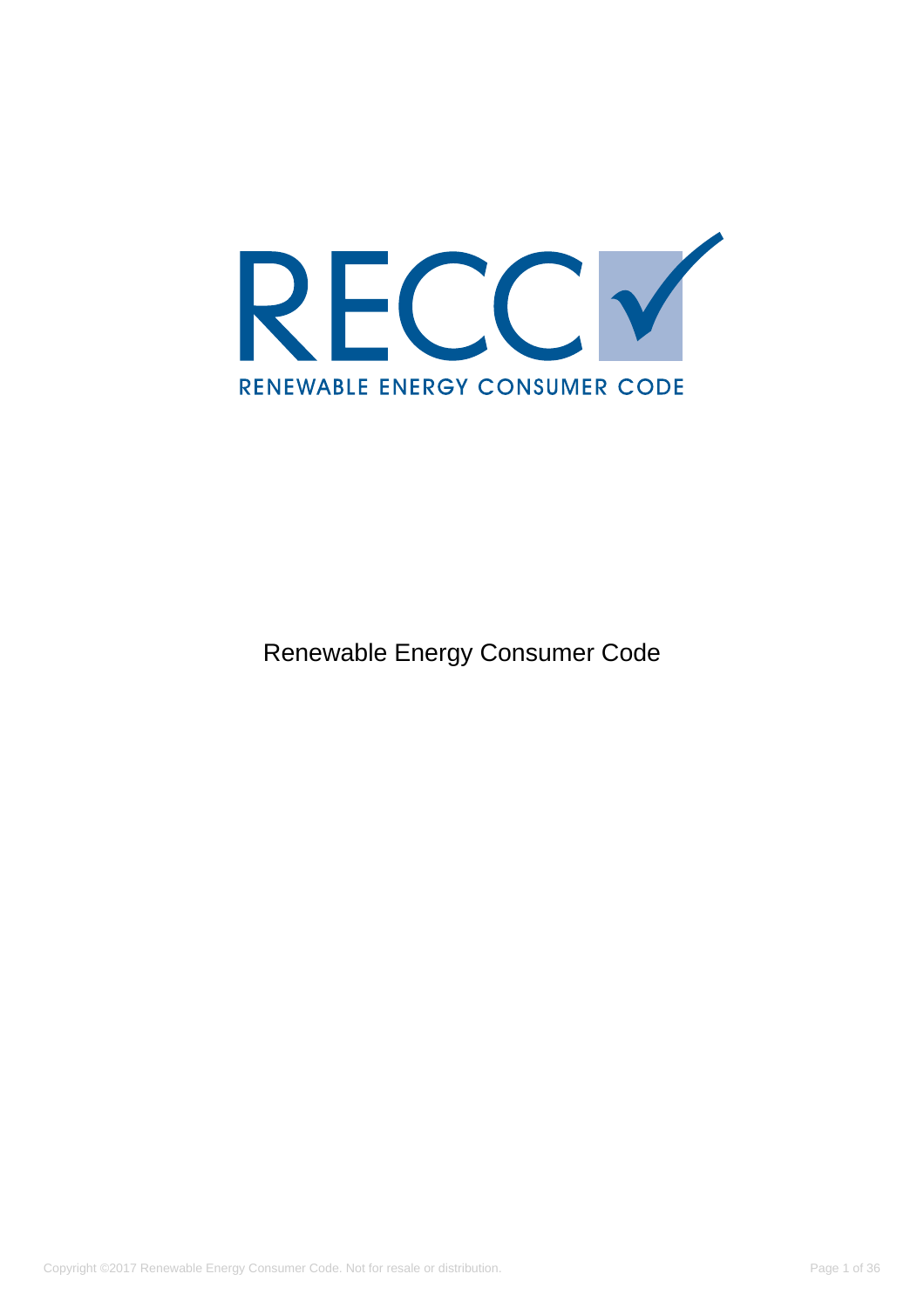RECC

RENEWABLE ENERGY CONSUMER CODE

# Renewable Energy Consumer Code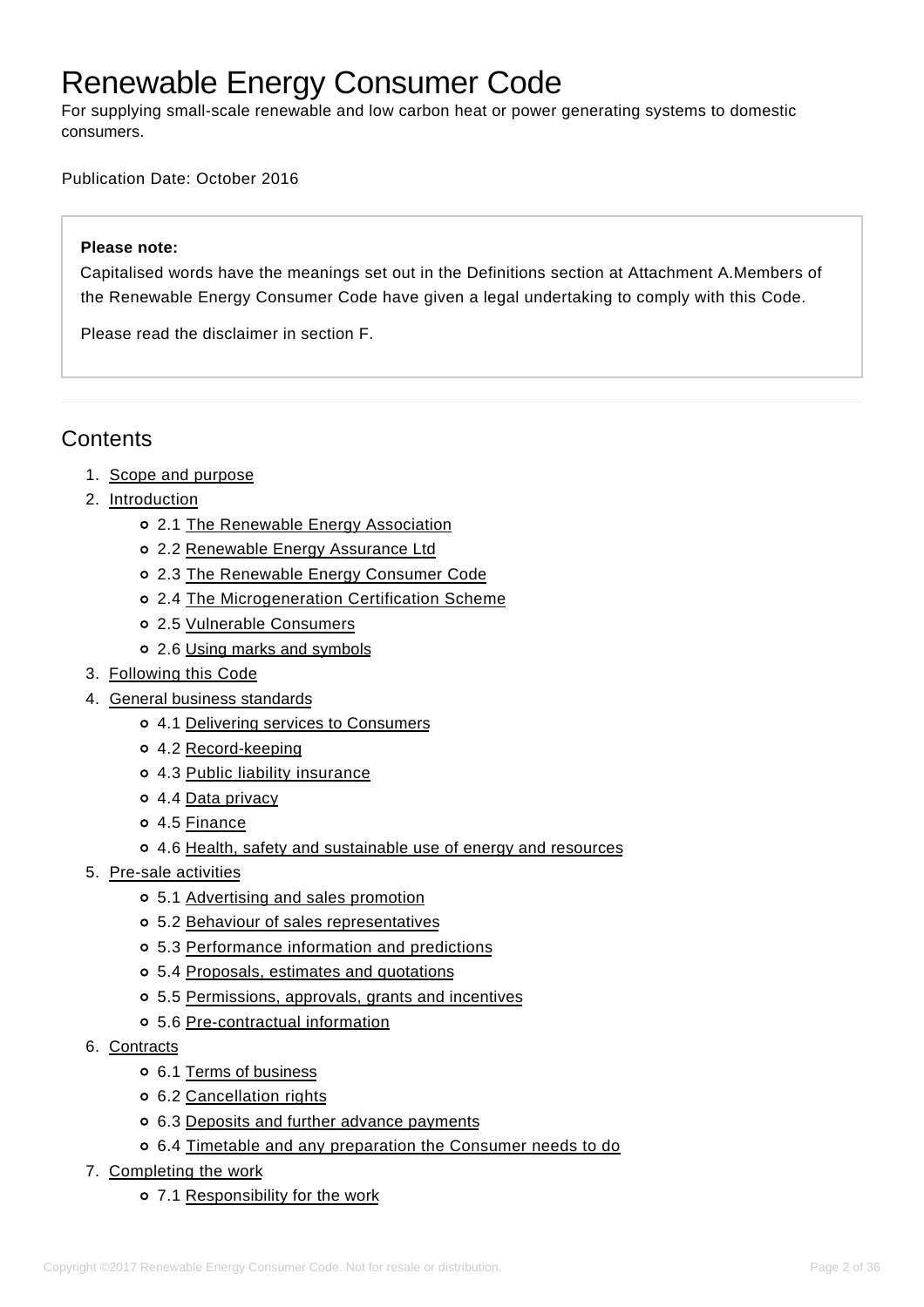# Renewable Energy Consumer Code

For supplying small-scale renewable and low carbon heat or power generating systems to domestic consumers.

Publication Date: October 2016

> **Please note:**
>
> Capitalised words have the meanings set out in the Definitions section at Attachment A.Members of the Renewable Energy Consumer Code have given a legal undertaking to comply with this Code.
>
> Please read the disclaimer in section F.

---

## Contents

1. Scope and purpose
2. Introduction
   - 2.1 The Renewable Energy Association
   - 2.2 Renewable Energy Assurance Ltd
   - 2.3 The Renewable Energy Consumer Code
   - 2.4 The Microgeneration Certification Scheme
   - 2.5 Vulnerable Consumers
   - 2.6 Using marks and symbols
3. Following this Code
4. General business standards
   - 4.1 Delivering services to Consumers
   - 4.2 Record-keeping
   - 4.3 Public liability insurance
   - 4.4 Data privacy
   - 4.5 Finance
   - 4.6 Health, safety and sustainable use of energy and resources
5. Pre-sale activities
   - 5.1 Advertising and sales promotion
   - 5.2 Behaviour of sales representatives
   - 5.3 Performance information and predictions
   - 5.4 Proposals, estimates and quotations
   - 5.5 Permissions, approvals, grants and incentives
   - 5.6 Pre-contractual information
6. Contracts
   - 6.1 Terms of business
   - 6.2 Cancellation rights
   - 6.3 Deposits and further advance payments
   - 6.4 Timetable and any preparation the Consumer needs to do
7. Completing the work
   - 7.1 Responsibility for the work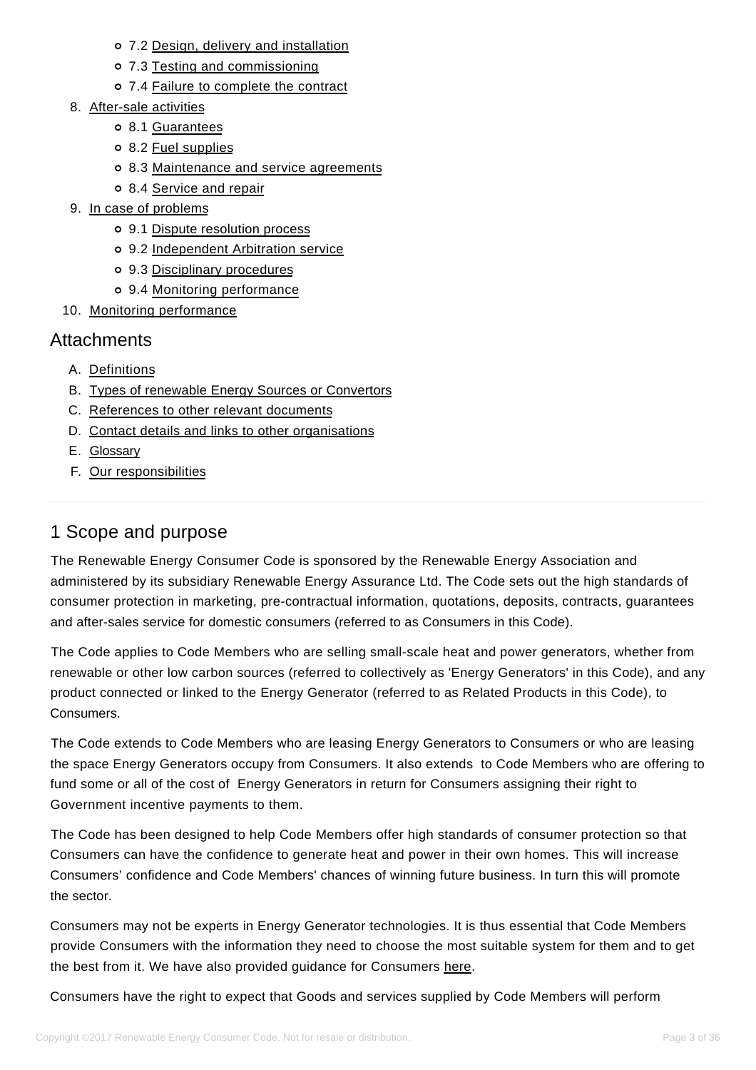- 7.2 Design, delivery and installation
- 7.3 Testing and commissioning
- 7.4 Failure to complete the contract

8. After-sale activities
   - 8.1 Guarantees
   - 8.2 Fuel supplies
   - 8.3 Maintenance and service agreements
   - 8.4 Service and repair
9. In case of problems
   - 9.1 Dispute resolution process
   - 9.2 Independent Arbitration service
   - 9.3 Disciplinary procedures
   - 9.4 Monitoring performance
10. Monitoring performance

## Attachments

A. Definitions
B. Types of renewable Energy Sources or Convertors
C. References to other relevant documents
D. Contact details and links to other organisations
E. Glossary
F. Our responsibilities

---

## 1 Scope and purpose

The Renewable Energy Consumer Code is sponsored by the Renewable Energy Association and administered by its subsidiary Renewable Energy Assurance Ltd. The Code sets out the high standards of consumer protection in marketing, pre-contractual information, quotations, deposits, contracts, guarantees and after-sales service for domestic consumers (referred to as Consumers in this Code).

The Code applies to Code Members who are selling small-scale heat and power generators, whether from renewable or other low carbon sources (referred to collectively as 'Energy Generators' in this Code), and any product connected or linked to the Energy Generator (referred to as Related Products in this Code), to Consumers.

The Code extends to Code Members who are leasing Energy Generators to Consumers or who are leasing the space Energy Generators occupy from Consumers. It also extends to Code Members who are offering to fund some or all of the cost of Energy Generators in return for Consumers assigning their right to Government incentive payments to them.

The Code has been designed to help Code Members offer high standards of consumer protection so that Consumers can have the confidence to generate heat and power in their own homes. This will increase Consumers' confidence and Code Members' chances of winning future business. In turn this will promote the sector.

Consumers may not be experts in Energy Generator technologies. It is thus essential that Code Members provide Consumers with the information they need to choose the most suitable system for them and to get the best from it. We have also provided guidance for Consumers here.

Consumers have the right to expect that Goods and services supplied by Code Members will perform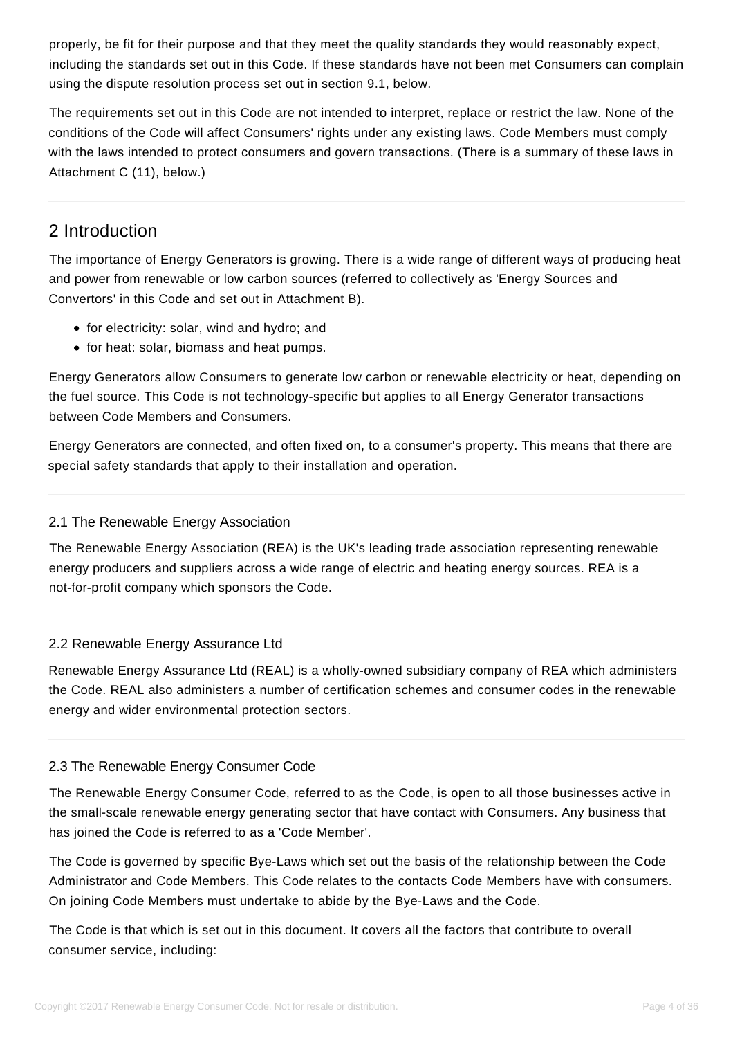properly, be fit for their purpose and that they meet the quality standards they would reasonably expect, including the standards set out in this Code. If these standards have not been met Consumers can complain using the dispute resolution process set out in section 9.1, below.

The requirements set out in this Code are not intended to interpret, replace or restrict the law. None of the conditions of the Code will affect Consumers' rights under any existing laws. Code Members must comply with the laws intended to protect consumers and govern transactions. (There is a summary of these laws in Attachment C (11), below.)

---

## 2 Introduction

The importance of Energy Generators is growing. There is a wide range of different ways of producing heat and power from renewable or low carbon sources (referred to collectively as 'Energy Sources and Convertors' in this Code and set out in Attachment B).

- for electricity: solar, wind and hydro; and
- for heat: solar, biomass and heat pumps.

Energy Generators allow Consumers to generate low carbon or renewable electricity or heat, depending on the fuel source. This Code is not technology-specific but applies to all Energy Generator transactions between Code Members and Consumers.

Energy Generators are connected, and often fixed on, to a consumer's property. This means that there are special safety standards that apply to their installation and operation.

---

### 2.1 The Renewable Energy Association

The Renewable Energy Association (REA) is the UK's leading trade association representing renewable energy producers and suppliers across a wide range of electric and heating energy sources. REA is a not-for-profit company which sponsors the Code.

---

### 2.2 Renewable Energy Assurance Ltd

Renewable Energy Assurance Ltd (REAL) is a wholly-owned subsidiary company of REA which administers the Code. REAL also administers a number of certification schemes and consumer codes in the renewable energy and wider environmental protection sectors.

---

### 2.3 The Renewable Energy Consumer Code

The Renewable Energy Consumer Code, referred to as the Code, is open to all those businesses active in the small-scale renewable energy generating sector that have contact with Consumers. Any business that has joined the Code is referred to as a 'Code Member'.

The Code is governed by specific Bye-Laws which set out the basis of the relationship between the Code Administrator and Code Members. This Code relates to the contacts Code Members have with consumers. On joining Code Members must undertake to abide by the Bye-Laws and the Code.

The Code is that which is set out in this document. It covers all the factors that contribute to overall consumer service, including: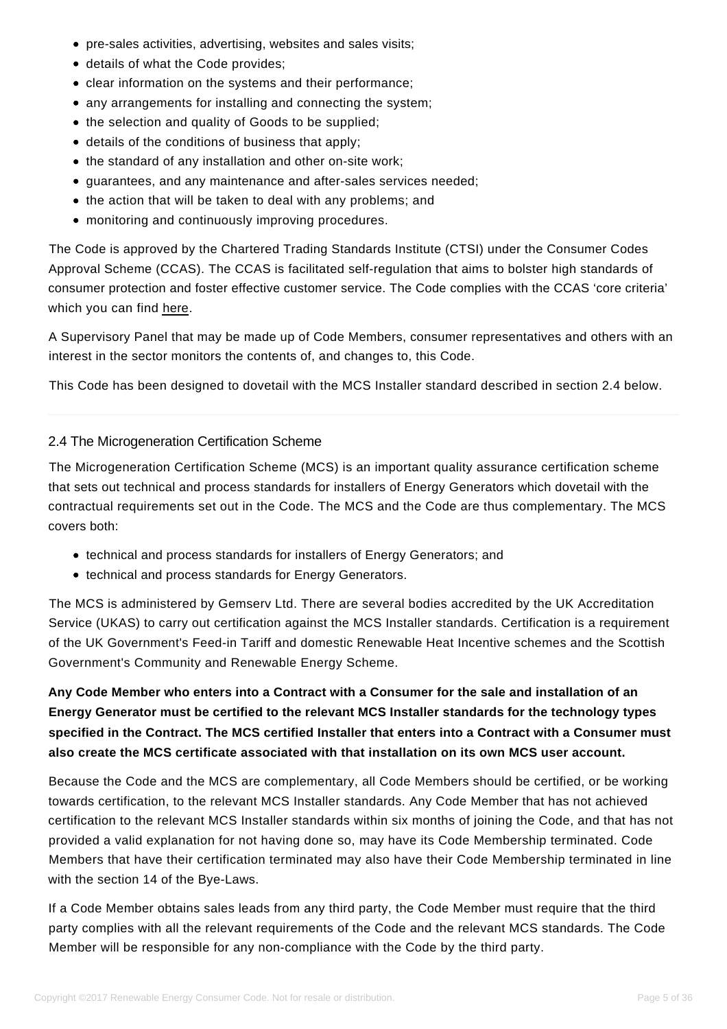- pre-sales activities, advertising, websites and sales visits;
- details of what the Code provides;
- clear information on the systems and their performance;
- any arrangements for installing and connecting the system;
- the selection and quality of Goods to be supplied;
- details of the conditions of business that apply;
- the standard of any installation and other on-site work;
- guarantees, and any maintenance and after-sales services needed;
- the action that will be taken to deal with any problems; and
- monitoring and continuously improving procedures.

The Code is approved by the Chartered Trading Standards Institute (CTSI) under the Consumer Codes Approval Scheme (CCAS). The CCAS is facilitated self-regulation that aims to bolster high standards of consumer protection and foster effective customer service. The Code complies with the CCAS 'core criteria' which you can find here.

A Supervisory Panel that may be made up of Code Members, consumer representatives and others with an interest in the sector monitors the contents of, and changes to, this Code.

This Code has been designed to dovetail with the MCS Installer standard described in section 2.4 below.

### 2.4 The Microgeneration Certification Scheme

The Microgeneration Certification Scheme (MCS) is an important quality assurance certification scheme that sets out technical and process standards for installers of Energy Generators which dovetail with the contractual requirements set out in the Code. The MCS and the Code are thus complementary. The MCS covers both:

- technical and process standards for installers of Energy Generators; and
- technical and process standards for Energy Generators.

The MCS is administered by Gemserv Ltd. There are several bodies accredited by the UK Accreditation Service (UKAS) to carry out certification against the MCS Installer standards. Certification is a requirement of the UK Government's Feed-in Tariff and domestic Renewable Heat Incentive schemes and the Scottish Government's Community and Renewable Energy Scheme.

**Any Code Member who enters into a Contract with a Consumer for the sale and installation of an Energy Generator must be certified to the relevant MCS Installer standards for the technology types specified in the Contract. The MCS certified Installer that enters into a Contract with a Consumer must also create the MCS certificate associated with that installation on its own MCS user account.**

Because the Code and the MCS are complementary, all Code Members should be certified, or be working towards certification, to the relevant MCS Installer standards. Any Code Member that has not achieved certification to the relevant MCS Installer standards within six months of joining the Code, and that has not provided a valid explanation for not having done so, may have its Code Membership terminated. Code Members that have their certification terminated may also have their Code Membership terminated in line with the section 14 of the Bye-Laws.

If a Code Member obtains sales leads from any third party, the Code Member must require that the third party complies with all the relevant requirements of the Code and the relevant MCS standards. The Code Member will be responsible for any non-compliance with the Code by the third party.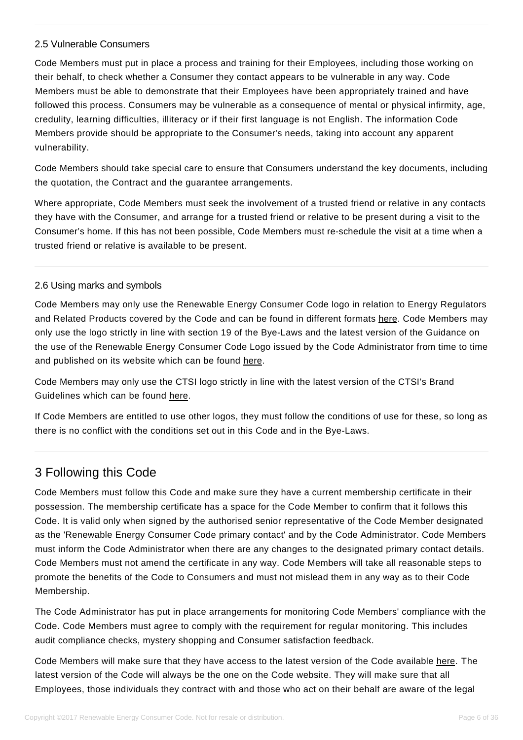### 2.5 Vulnerable Consumers

Code Members must put in place a process and training for their Employees, including those working on their behalf, to check whether a Consumer they contact appears to be vulnerable in any way. Code Members must be able to demonstrate that their Employees have been appropriately trained and have followed this process. Consumers may be vulnerable as a consequence of mental or physical infirmity, age, credulity, learning difficulties, illiteracy or if their first language is not English. The information Code Members provide should be appropriate to the Consumer's needs, taking into account any apparent vulnerability.

Code Members should take special care to ensure that Consumers understand the key documents, including the quotation, the Contract and the guarantee arrangements.

Where appropriate, Code Members must seek the involvement of a trusted friend or relative in any contacts they have with the Consumer, and arrange for a trusted friend or relative to be present during a visit to the Consumer's home. If this has not been possible, Code Members must re-schedule the visit at a time when a trusted friend or relative is available to be present.

### 2.6 Using marks and symbols

Code Members may only use the Renewable Energy Consumer Code logo in relation to Energy Regulators and Related Products covered by the Code and can be found in different formats here. Code Members may only use the logo strictly in line with section 19 of the Bye-Laws and the latest version of the Guidance on the use of the Renewable Energy Consumer Code Logo issued by the Code Administrator from time to time and published on its website which can be found here.

Code Members may only use the CTSI logo strictly in line with the latest version of the CTSI's Brand Guidelines which can be found here.

If Code Members are entitled to use other logos, they must follow the conditions of use for these, so long as there is no conflict with the conditions set out in this Code and in the Bye-Laws.

## 3 Following this Code

Code Members must follow this Code and make sure they have a current membership certificate in their possession. The membership certificate has a space for the Code Member to confirm that it follows this Code. It is valid only when signed by the authorised senior representative of the Code Member designated as the 'Renewable Energy Consumer Code primary contact' and by the Code Administrator. Code Members must inform the Code Administrator when there are any changes to the designated primary contact details. Code Members must not amend the certificate in any way. Code Members will take all reasonable steps to promote the benefits of the Code to Consumers and must not mislead them in any way as to their Code Membership.

The Code Administrator has put in place arrangements for monitoring Code Members' compliance with the Code. Code Members must agree to comply with the requirement for regular monitoring. This includes audit compliance checks, mystery shopping and Consumer satisfaction feedback.

Code Members will make sure that they have access to the latest version of the Code available here. The latest version of the Code will always be the one on the Code website. They will make sure that all Employees, those individuals they contract with and those who act on their behalf are aware of the legal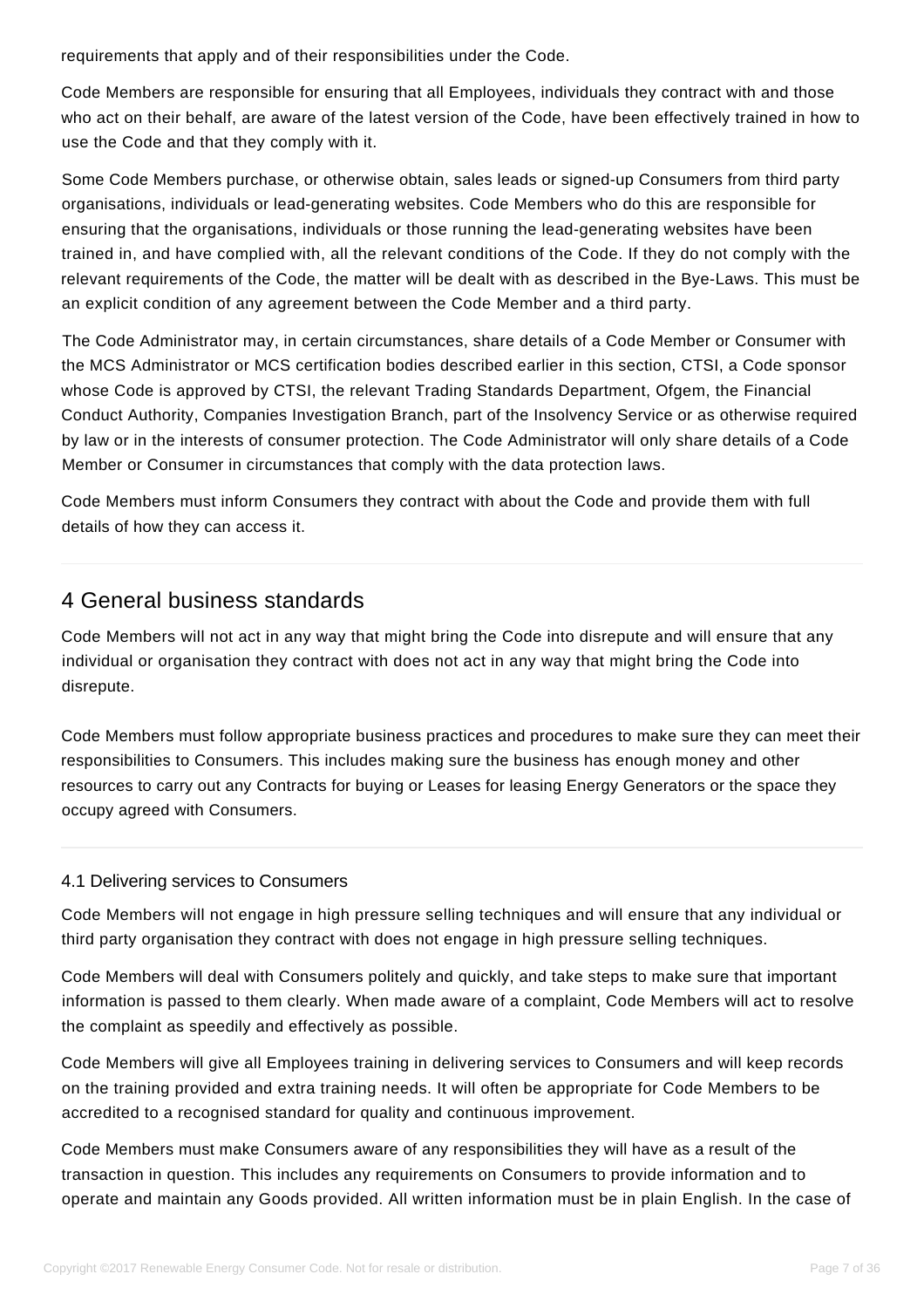requirements that apply and of their responsibilities under the Code.

Code Members are responsible for ensuring that all Employees, individuals they contract with and those who act on their behalf, are aware of the latest version of the Code, have been effectively trained in how to use the Code and that they comply with it.

Some Code Members purchase, or otherwise obtain, sales leads or signed-up Consumers from third party organisations, individuals or lead-generating websites. Code Members who do this are responsible for ensuring that the organisations, individuals or those running the lead-generating websites have been trained in, and have complied with, all the relevant conditions of the Code. If they do not comply with the relevant requirements of the Code, the matter will be dealt with as described in the Bye-Laws. This must be an explicit condition of any agreement between the Code Member and a third party.

The Code Administrator may, in certain circumstances, share details of a Code Member or Consumer with the MCS Administrator or MCS certification bodies described earlier in this section, CTSI, a Code sponsor whose Code is approved by CTSI, the relevant Trading Standards Department, Ofgem, the Financial Conduct Authority, Companies Investigation Branch, part of the Insolvency Service or as otherwise required by law or in the interests of consumer protection. The Code Administrator will only share details of a Code Member or Consumer in circumstances that comply with the data protection laws.

Code Members must inform Consumers they contract with about the Code and provide them with full details of how they can access it.

## 4 General business standards

Code Members will not act in any way that might bring the Code into disrepute and will ensure that any individual or organisation they contract with does not act in any way that might bring the Code into disrepute.

Code Members must follow appropriate business practices and procedures to make sure they can meet their responsibilities to Consumers. This includes making sure the business has enough money and other resources to carry out any Contracts for buying or Leases for leasing Energy Generators or the space they occupy agreed with Consumers.

### 4.1 Delivering services to Consumers

Code Members will not engage in high pressure selling techniques and will ensure that any individual or third party organisation they contract with does not engage in high pressure selling techniques.

Code Members will deal with Consumers politely and quickly, and take steps to make sure that important information is passed to them clearly. When made aware of a complaint, Code Members will act to resolve the complaint as speedily and effectively as possible.

Code Members will give all Employees training in delivering services to Consumers and will keep records on the training provided and extra training needs. It will often be appropriate for Code Members to be accredited to a recognised standard for quality and continuous improvement.

Code Members must make Consumers aware of any responsibilities they will have as a result of the transaction in question. This includes any requirements on Consumers to provide information and to operate and maintain any Goods provided. All written information must be in plain English. In the case of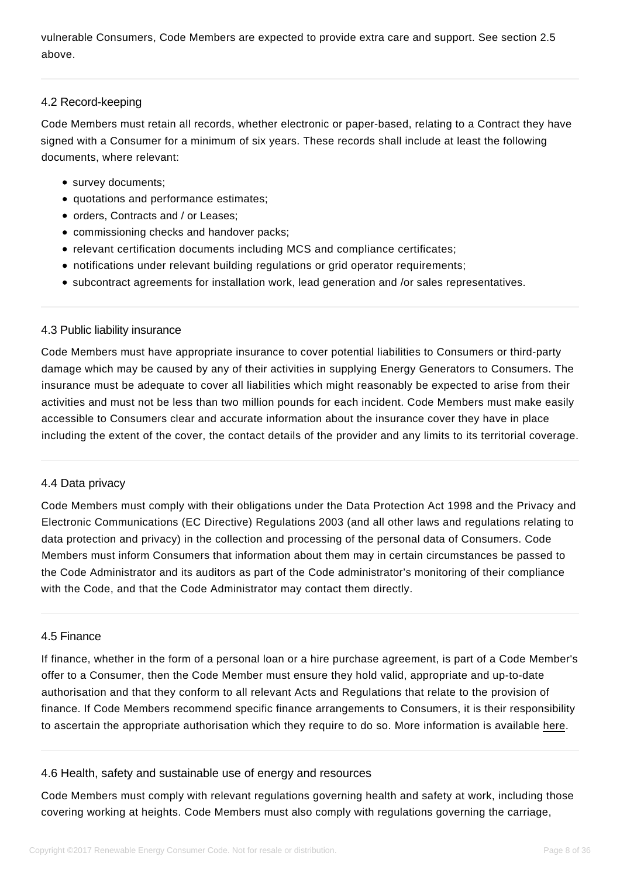vulnerable Consumers, Code Members are expected to provide extra care and support. See section 2.5 above.

### 4.2 Record-keeping

Code Members must retain all records, whether electronic or paper-based, relating to a Contract they have signed with a Consumer for a minimum of six years. These records shall include at least the following documents, where relevant:

- survey documents;
- quotations and performance estimates;
- orders, Contracts and / or Leases;
- commissioning checks and handover packs;
- relevant certification documents including MCS and compliance certificates;
- notifications under relevant building regulations or grid operator requirements;
- subcontract agreements for installation work, lead generation and /or sales representatives.

### 4.3 Public liability insurance

Code Members must have appropriate insurance to cover potential liabilities to Consumers or third-party damage which may be caused by any of their activities in supplying Energy Generators to Consumers. The insurance must be adequate to cover all liabilities which might reasonably be expected to arise from their activities and must not be less than two million pounds for each incident. Code Members must make easily accessible to Consumers clear and accurate information about the insurance cover they have in place including the extent of the cover, the contact details of the provider and any limits to its territorial coverage.

### 4.4 Data privacy

Code Members must comply with their obligations under the Data Protection Act 1998 and the Privacy and Electronic Communications (EC Directive) Regulations 2003 (and all other laws and regulations relating to data protection and privacy) in the collection and processing of the personal data of Consumers. Code Members must inform Consumers that information about them may in certain circumstances be passed to the Code Administrator and its auditors as part of the Code administrator's monitoring of their compliance with the Code, and that the Code Administrator may contact them directly.

### 4.5 Finance

If finance, whether in the form of a personal loan or a hire purchase agreement, is part of a Code Member's offer to a Consumer, then the Code Member must ensure they hold valid, appropriate and up-to-date authorisation and that they conform to all relevant Acts and Regulations that relate to the provision of finance. If Code Members recommend specific finance arrangements to Consumers, it is their responsibility to ascertain the appropriate authorisation which they require to do so. More information is available here.

### 4.6 Health, safety and sustainable use of energy and resources

Code Members must comply with relevant regulations governing health and safety at work, including those covering working at heights. Code Members must also comply with regulations governing the carriage,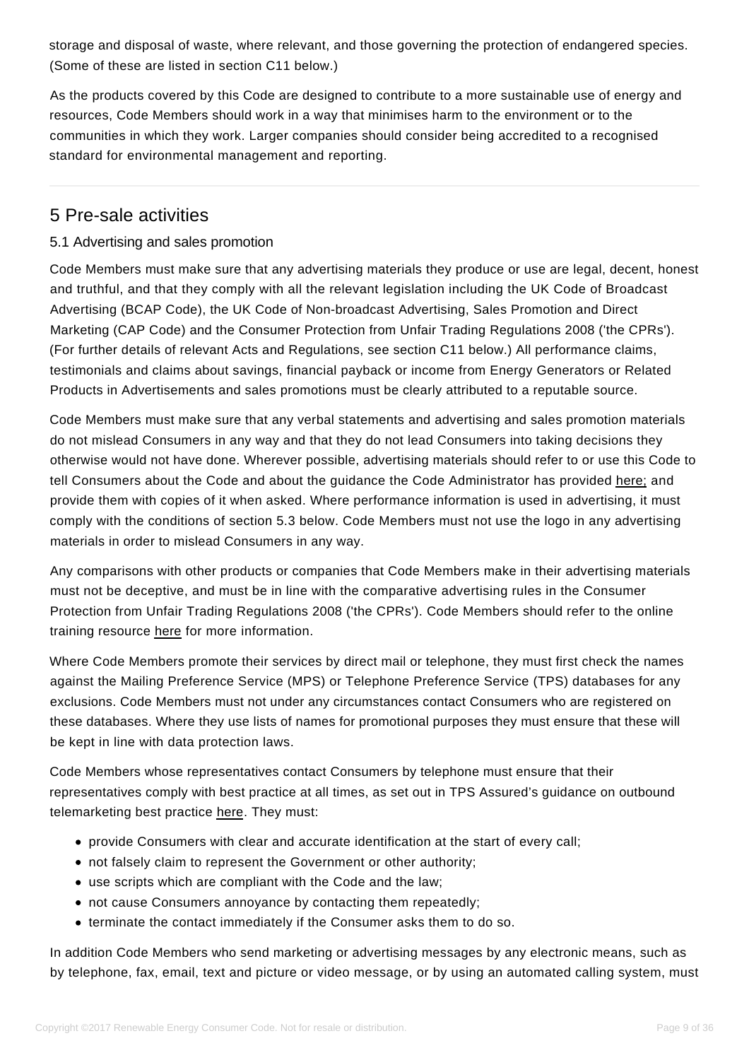storage and disposal of waste, where relevant, and those governing the protection of endangered species. (Some of these are listed in section C11 below.)

As the products covered by this Code are designed to contribute to a more sustainable use of energy and resources, Code Members should work in a way that minimises harm to the environment or to the communities in which they work. Larger companies should consider being accredited to a recognised standard for environmental management and reporting.

## 5 Pre-sale activities

### 5.1 Advertising and sales promotion

Code Members must make sure that any advertising materials they produce or use are legal, decent, honest and truthful, and that they comply with all the relevant legislation including the UK Code of Broadcast Advertising (BCAP Code), the UK Code of Non-broadcast Advertising, Sales Promotion and Direct Marketing (CAP Code) and the Consumer Protection from Unfair Trading Regulations 2008 ('the CPRs'). (For further details of relevant Acts and Regulations, see section C11 below.) All performance claims, testimonials and claims about savings, financial payback or income from Energy Generators or Related Products in Advertisements and sales promotions must be clearly attributed to a reputable source.

Code Members must make sure that any verbal statements and advertising and sales promotion materials do not mislead Consumers in any way and that they do not lead Consumers into taking decisions they otherwise would not have done. Wherever possible, advertising materials should refer to or use this Code to tell Consumers about the Code and about the guidance the Code Administrator has provided here; and provide them with copies of it when asked. Where performance information is used in advertising, it must comply with the conditions of section 5.3 below. Code Members must not use the logo in any advertising materials in order to mislead Consumers in any way.

Any comparisons with other products or companies that Code Members make in their advertising materials must not be deceptive, and must be in line with the comparative advertising rules in the Consumer Protection from Unfair Trading Regulations 2008 ('the CPRs'). Code Members should refer to the online training resource here for more information.

Where Code Members promote their services by direct mail or telephone, they must first check the names against the Mailing Preference Service (MPS) or Telephone Preference Service (TPS) databases for any exclusions. Code Members must not under any circumstances contact Consumers who are registered on these databases. Where they use lists of names for promotional purposes they must ensure that these will be kept in line with data protection laws.

Code Members whose representatives contact Consumers by telephone must ensure that their representatives comply with best practice at all times, as set out in TPS Assured's guidance on outbound telemarketing best practice here. They must:

- provide Consumers with clear and accurate identification at the start of every call;
- not falsely claim to represent the Government or other authority;
- use scripts which are compliant with the Code and the law;
- not cause Consumers annoyance by contacting them repeatedly;
- terminate the contact immediately if the Consumer asks them to do so.

In addition Code Members who send marketing or advertising messages by any electronic means, such as by telephone, fax, email, text and picture or video message, or by using an automated calling system, must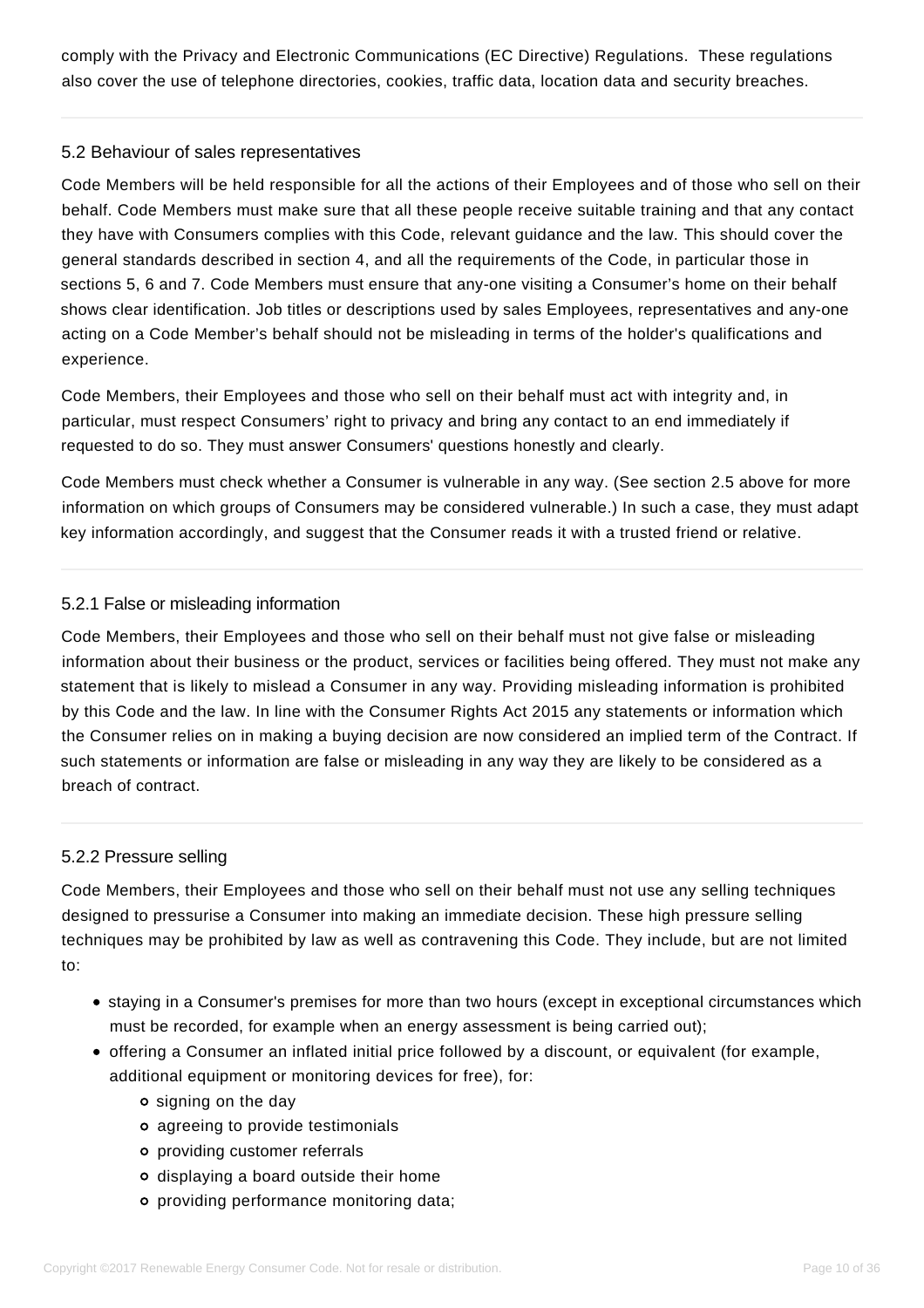comply with the Privacy and Electronic Communications (EC Directive) Regulations. These regulations also cover the use of telephone directories, cookies, traffic data, location data and security breaches.

### 5.2 Behaviour of sales representatives

Code Members will be held responsible for all the actions of their Employees and of those who sell on their behalf. Code Members must make sure that all these people receive suitable training and that any contact they have with Consumers complies with this Code, relevant guidance and the law. This should cover the general standards described in section 4, and all the requirements of the Code, in particular those in sections 5, 6 and 7. Code Members must ensure that any-one visiting a Consumer's home on their behalf shows clear identification. Job titles or descriptions used by sales Employees, representatives and any-one acting on a Code Member's behalf should not be misleading in terms of the holder's qualifications and experience.

Code Members, their Employees and those who sell on their behalf must act with integrity and, in particular, must respect Consumers' right to privacy and bring any contact to an end immediately if requested to do so. They must answer Consumers' questions honestly and clearly.

Code Members must check whether a Consumer is vulnerable in any way. (See section 2.5 above for more information on which groups of Consumers may be considered vulnerable.) In such a case, they must adapt key information accordingly, and suggest that the Consumer reads it with a trusted friend or relative.

#### 5.2.1 False or misleading information

Code Members, their Employees and those who sell on their behalf must not give false or misleading information about their business or the product, services or facilities being offered. They must not make any statement that is likely to mislead a Consumer in any way. Providing misleading information is prohibited by this Code and the law. In line with the Consumer Rights Act 2015 any statements or information which the Consumer relies on in making a buying decision are now considered an implied term of the Contract. If such statements or information are false or misleading in any way they are likely to be considered as a breach of contract.

#### 5.2.2 Pressure selling

Code Members, their Employees and those who sell on their behalf must not use any selling techniques designed to pressurise a Consumer into making an immediate decision. These high pressure selling techniques may be prohibited by law as well as contravening this Code. They include, but are not limited to:

- staying in a Consumer's premises for more than two hours (except in exceptional circumstances which must be recorded, for example when an energy assessment is being carried out);
- offering a Consumer an inflated initial price followed by a discount, or equivalent (for example, additional equipment or monitoring devices for free), for:
  - signing on the day
  - agreeing to provide testimonials
  - providing customer referrals
  - displaying a board outside their home
  - providing performance monitoring data;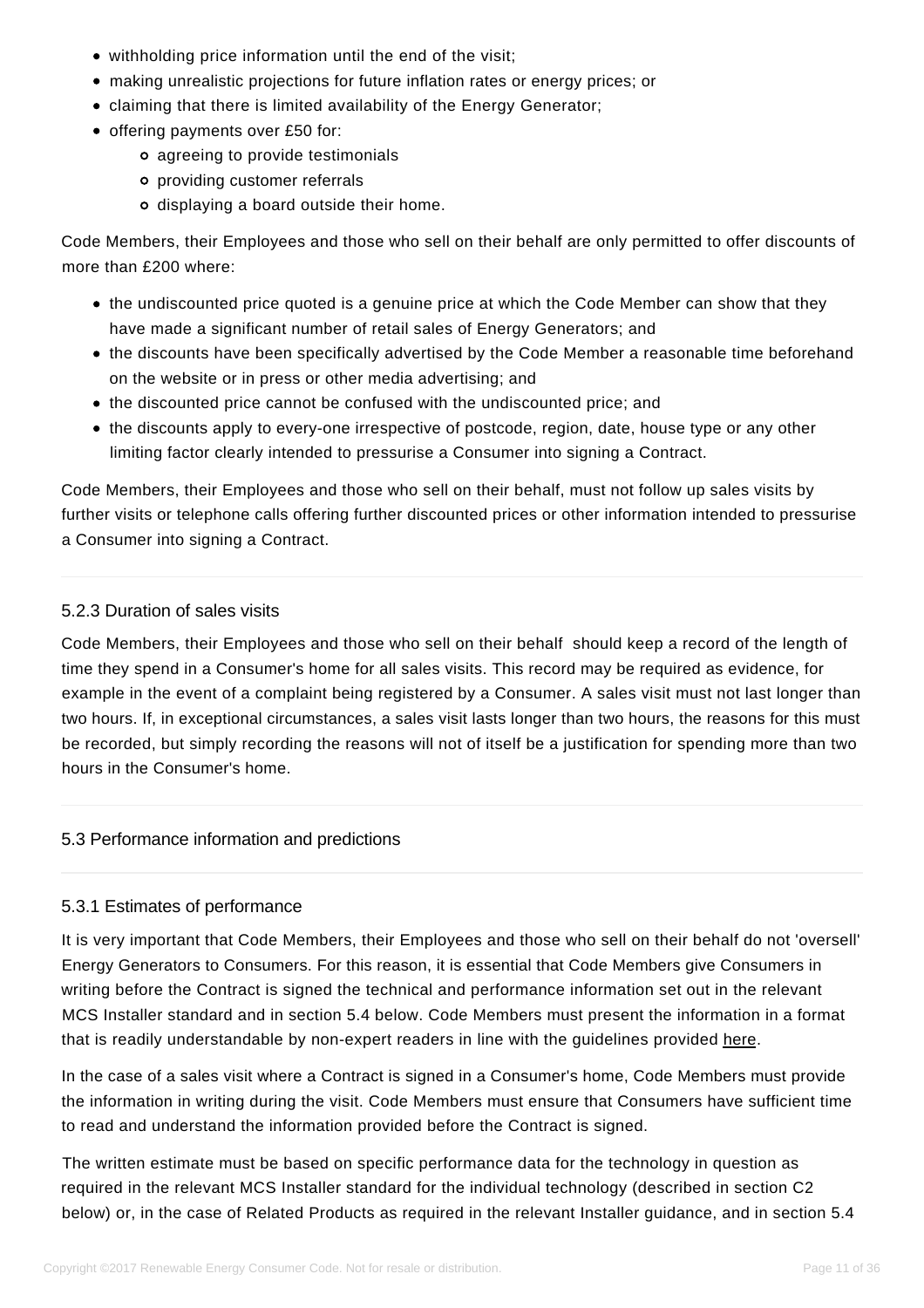- withholding price information until the end of the visit;
- making unrealistic projections for future inflation rates or energy prices; or
- claiming that there is limited availability of the Energy Generator;
- offering payments over £50 for:
    - agreeing to provide testimonials
    - providing customer referrals
    - displaying a board outside their home.

Code Members, their Employees and those who sell on their behalf are only permitted to offer discounts of more than £200 where:

- the undiscounted price quoted is a genuine price at which the Code Member can show that they have made a significant number of retail sales of Energy Generators; and
- the discounts have been specifically advertised by the Code Member a reasonable time beforehand on the website or in press or other media advertising; and
- the discounted price cannot be confused with the undiscounted price; and
- the discounts apply to every-one irrespective of postcode, region, date, house type or any other limiting factor clearly intended to pressurise a Consumer into signing a Contract.

Code Members, their Employees and those who sell on their behalf, must not follow up sales visits by further visits or telephone calls offering further discounted prices or other information intended to pressurise a Consumer into signing a Contract.

### 5.2.3 Duration of sales visits

Code Members, their Employees and those who sell on their behalf should keep a record of the length of time they spend in a Consumer's home for all sales visits. This record may be required as evidence, for example in the event of a complaint being registered by a Consumer. A sales visit must not last longer than two hours. If, in exceptional circumstances, a sales visit lasts longer than two hours, the reasons for this must be recorded, but simply recording the reasons will not of itself be a justification for spending more than two hours in the Consumer's home.

## 5.3 Performance information and predictions

### 5.3.1 Estimates of performance

It is very important that Code Members, their Employees and those who sell on their behalf do not 'oversell' Energy Generators to Consumers. For this reason, it is essential that Code Members give Consumers in writing before the Contract is signed the technical and performance information set out in the relevant MCS Installer standard and in section 5.4 below. Code Members must present the information in a format that is readily understandable by non-expert readers in line with the guidelines provided here.

In the case of a sales visit where a Contract is signed in a Consumer's home, Code Members must provide the information in writing during the visit. Code Members must ensure that Consumers have sufficient time to read and understand the information provided before the Contract is signed.

The written estimate must be based on specific performance data for the technology in question as required in the relevant MCS Installer standard for the individual technology (described in section C2 below) or, in the case of Related Products as required in the relevant Installer guidance, and in section 5.4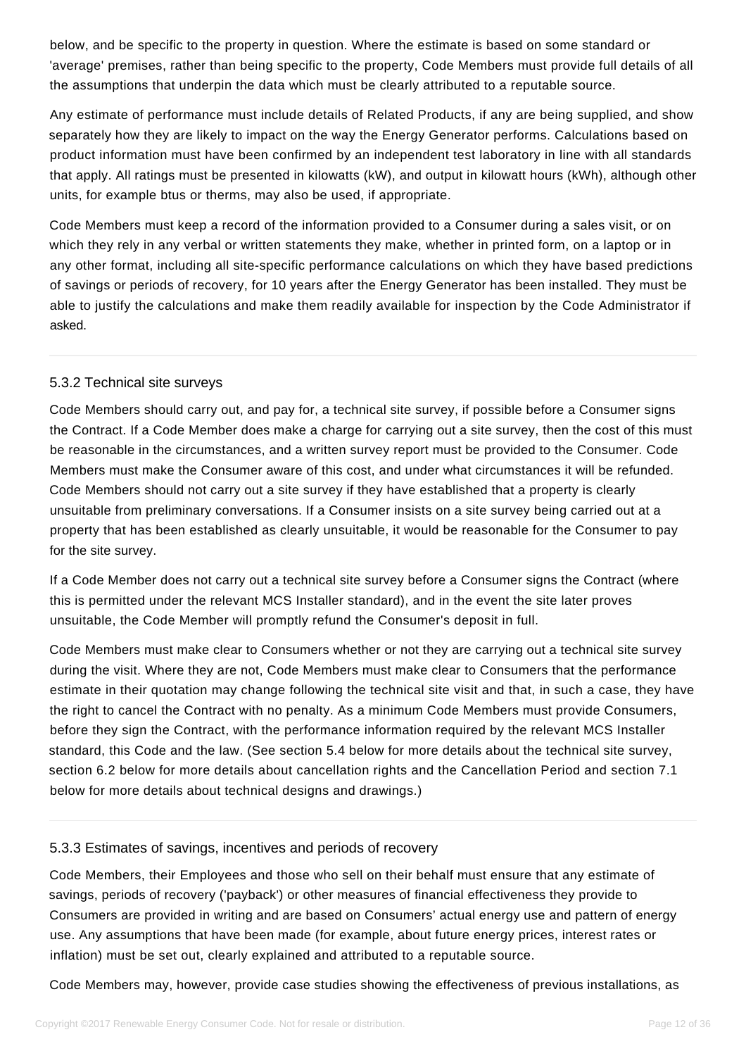below, and be specific to the property in question. Where the estimate is based on some standard or 'average' premises, rather than being specific to the property, Code Members must provide full details of all the assumptions that underpin the data which must be clearly attributed to a reputable source.

Any estimate of performance must include details of Related Products, if any are being supplied, and show separately how they are likely to impact on the way the Energy Generator performs. Calculations based on product information must have been confirmed by an independent test laboratory in line with all standards that apply. All ratings must be presented in kilowatts (kW), and output in kilowatt hours (kWh), although other units, for example btus or therms, may also be used, if appropriate.

Code Members must keep a record of the information provided to a Consumer during a sales visit, or on which they rely in any verbal or written statements they make, whether in printed form, on a laptop or in any other format, including all site-specific performance calculations on which they have based predictions of savings or periods of recovery, for 10 years after the Energy Generator has been installed. They must be able to justify the calculations and make them readily available for inspection by the Code Administrator if asked.

### 5.3.2 Technical site surveys

Code Members should carry out, and pay for, a technical site survey, if possible before a Consumer signs the Contract. If a Code Member does make a charge for carrying out a site survey, then the cost of this must be reasonable in the circumstances, and a written survey report must be provided to the Consumer. Code Members must make the Consumer aware of this cost, and under what circumstances it will be refunded. Code Members should not carry out a site survey if they have established that a property is clearly unsuitable from preliminary conversations. If a Consumer insists on a site survey being carried out at a property that has been established as clearly unsuitable, it would be reasonable for the Consumer to pay for the site survey.

If a Code Member does not carry out a technical site survey before a Consumer signs the Contract (where this is permitted under the relevant MCS Installer standard), and in the event the site later proves unsuitable, the Code Member will promptly refund the Consumer's deposit in full.

Code Members must make clear to Consumers whether or not they are carrying out a technical site survey during the visit. Where they are not, Code Members must make clear to Consumers that the performance estimate in their quotation may change following the technical site visit and that, in such a case, they have the right to cancel the Contract with no penalty. As a minimum Code Members must provide Consumers, before they sign the Contract, with the performance information required by the relevant MCS Installer standard, this Code and the law. (See section 5.4 below for more details about the technical site survey, section 6.2 below for more details about cancellation rights and the Cancellation Period and section 7.1 below for more details about technical designs and drawings.)

### 5.3.3 Estimates of savings, incentives and periods of recovery

Code Members, their Employees and those who sell on their behalf must ensure that any estimate of savings, periods of recovery ('payback') or other measures of financial effectiveness they provide to Consumers are provided in writing and are based on Consumers' actual energy use and pattern of energy use. Any assumptions that have been made (for example, about future energy prices, interest rates or inflation) must be set out, clearly explained and attributed to a reputable source.

Code Members may, however, provide case studies showing the effectiveness of previous installations, as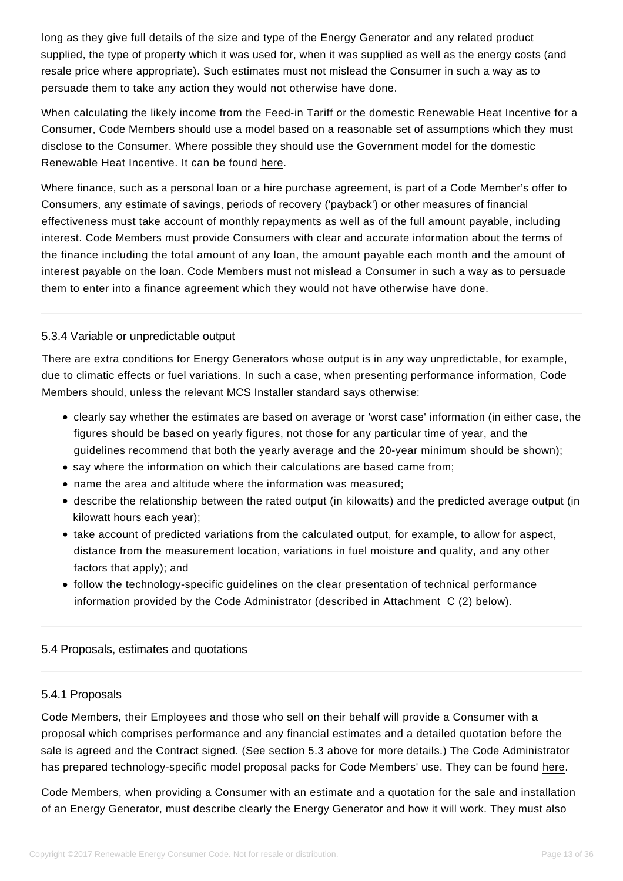long as they give full details of the size and type of the Energy Generator and any related product supplied, the type of property which it was used for, when it was supplied as well as the energy costs (and resale price where appropriate). Such estimates must not mislead the Consumer in such a way as to persuade them to take any action they would not otherwise have done.

When calculating the likely income from the Feed-in Tariff or the domestic Renewable Heat Incentive for a Consumer, Code Members should use a model based on a reasonable set of assumptions which they must disclose to the Consumer. Where possible they should use the Government model for the domestic Renewable Heat Incentive. It can be found here.

Where finance, such as a personal loan or a hire purchase agreement, is part of a Code Member's offer to Consumers, any estimate of savings, periods of recovery ('payback') or other measures of financial effectiveness must take account of monthly repayments as well as of the full amount payable, including interest. Code Members must provide Consumers with clear and accurate information about the terms of the finance including the total amount of any loan, the amount payable each month and the amount of interest payable on the loan. Code Members must not mislead a Consumer in such a way as to persuade them to enter into a finance agreement which they would not have otherwise have done.

### 5.3.4 Variable or unpredictable output

There are extra conditions for Energy Generators whose output is in any way unpredictable, for example, due to climatic effects or fuel variations. In such a case, when presenting performance information, Code Members should, unless the relevant MCS Installer standard says otherwise:

- clearly say whether the estimates are based on average or 'worst case' information (in either case, the figures should be based on yearly figures, not those for any particular time of year, and the guidelines recommend that both the yearly average and the 20-year minimum should be shown);
- say where the information on which their calculations are based came from;
- name the area and altitude where the information was measured;
- describe the relationship between the rated output (in kilowatts) and the predicted average output (in kilowatt hours each year);
- take account of predicted variations from the calculated output, for example, to allow for aspect, distance from the measurement location, variations in fuel moisture and quality, and any other factors that apply); and
- follow the technology-specific guidelines on the clear presentation of technical performance information provided by the Code Administrator (described in Attachment C (2) below).

## 5.4 Proposals, estimates and quotations

### 5.4.1 Proposals

Code Members, their Employees and those who sell on their behalf will provide a Consumer with a proposal which comprises performance and any financial estimates and a detailed quotation before the sale is agreed and the Contract signed. (See section 5.3 above for more details.) The Code Administrator has prepared technology-specific model proposal packs for Code Members' use. They can be found here.

Code Members, when providing a Consumer with an estimate and a quotation for the sale and installation of an Energy Generator, must describe clearly the Energy Generator and how it will work. They must also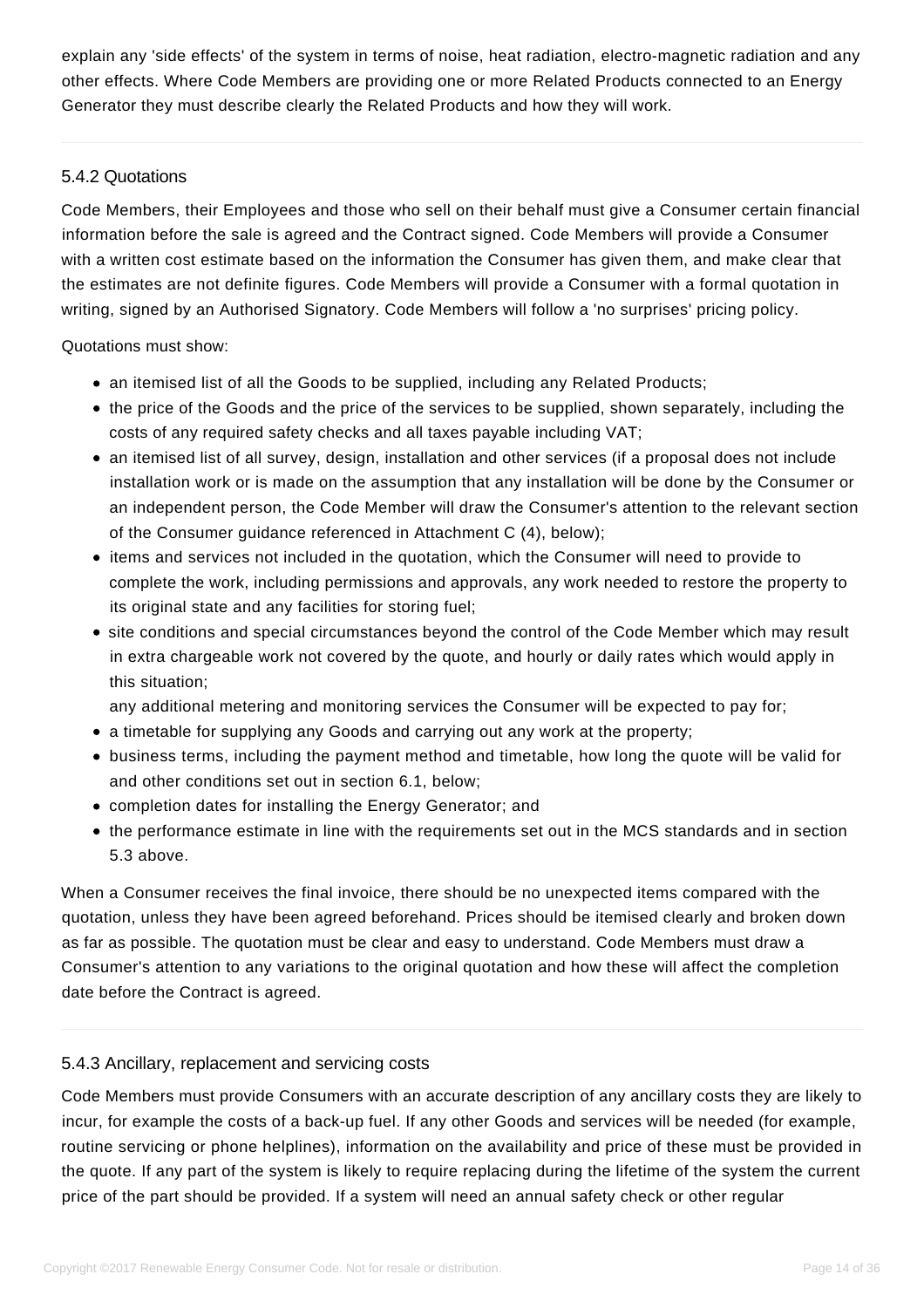explain any 'side effects' of the system in terms of noise, heat radiation, electro-magnetic radiation and any other effects. Where Code Members are providing one or more Related Products connected to an Energy Generator they must describe clearly the Related Products and how they will work.

### 5.4.2 Quotations

Code Members, their Employees and those who sell on their behalf must give a Consumer certain financial information before the sale is agreed and the Contract signed. Code Members will provide a Consumer with a written cost estimate based on the information the Consumer has given them, and make clear that the estimates are not definite figures. Code Members will provide a Consumer with a formal quotation in writing, signed by an Authorised Signatory. Code Members will follow a 'no surprises' pricing policy.

Quotations must show:

- an itemised list of all the Goods to be supplied, including any Related Products;
- the price of the Goods and the price of the services to be supplied, shown separately, including the costs of any required safety checks and all taxes payable including VAT;
- an itemised list of all survey, design, installation and other services (if a proposal does not include installation work or is made on the assumption that any installation will be done by the Consumer or an independent person, the Code Member will draw the Consumer's attention to the relevant section of the Consumer guidance referenced in Attachment C (4), below);
- items and services not included in the quotation, which the Consumer will need to provide to complete the work, including permissions and approvals, any work needed to restore the property to its original state and any facilities for storing fuel;
- site conditions and special circumstances beyond the control of the Code Member which may result in extra chargeable work not covered by the quote, and hourly or daily rates which would apply in this situation;

  any additional metering and monitoring services the Consumer will be expected to pay for;
- a timetable for supplying any Goods and carrying out any work at the property;
- business terms, including the payment method and timetable, how long the quote will be valid for and other conditions set out in section 6.1, below;
- completion dates for installing the Energy Generator; and
- the performance estimate in line with the requirements set out in the MCS standards and in section 5.3 above.

When a Consumer receives the final invoice, there should be no unexpected items compared with the quotation, unless they have been agreed beforehand. Prices should be itemised clearly and broken down as far as possible. The quotation must be clear and easy to understand. Code Members must draw a Consumer's attention to any variations to the original quotation and how these will affect the completion date before the Contract is agreed.

### 5.4.3 Ancillary, replacement and servicing costs

Code Members must provide Consumers with an accurate description of any ancillary costs they are likely to incur, for example the costs of a back-up fuel. If any other Goods and services will be needed (for example, routine servicing or phone helplines), information on the availability and price of these must be provided in the quote. If any part of the system is likely to require replacing during the lifetime of the system the current price of the part should be provided. If a system will need an annual safety check or other regular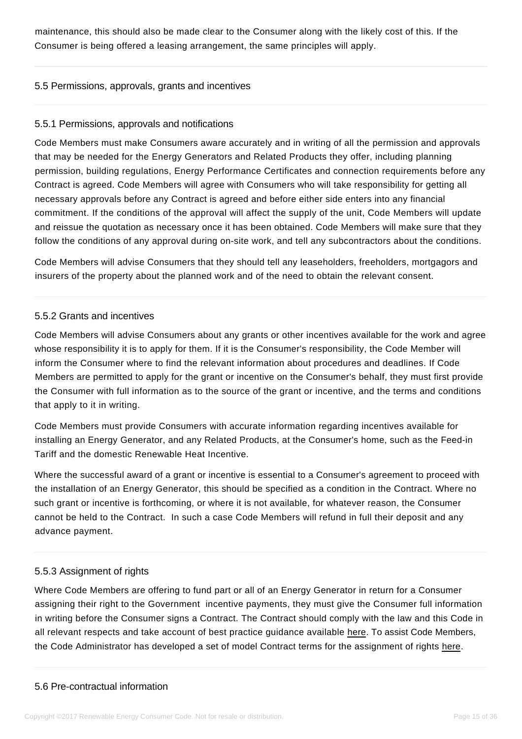maintenance, this should also be made clear to the Consumer along with the likely cost of this. If the Consumer is being offered a leasing arrangement, the same principles will apply.

## 5.5 Permissions, approvals, grants and incentives

### 5.5.1 Permissions, approvals and notifications

Code Members must make Consumers aware accurately and in writing of all the permission and approvals that may be needed for the Energy Generators and Related Products they offer, including planning permission, building regulations, Energy Performance Certificates and connection requirements before any Contract is agreed. Code Members will agree with Consumers who will take responsibility for getting all necessary approvals before any Contract is agreed and before either side enters into any financial commitment. If the conditions of the approval will affect the supply of the unit, Code Members will update and reissue the quotation as necessary once it has been obtained. Code Members will make sure that they follow the conditions of any approval during on-site work, and tell any subcontractors about the conditions.

Code Members will advise Consumers that they should tell any leaseholders, freeholders, mortgagors and insurers of the property about the planned work and of the need to obtain the relevant consent.

### 5.5.2 Grants and incentives

Code Members will advise Consumers about any grants or other incentives available for the work and agree whose responsibility it is to apply for them. If it is the Consumer's responsibility, the Code Member will inform the Consumer where to find the relevant information about procedures and deadlines. If Code Members are permitted to apply for the grant or incentive on the Consumer's behalf, they must first provide the Consumer with full information as to the source of the grant or incentive, and the terms and conditions that apply to it in writing.

Code Members must provide Consumers with accurate information regarding incentives available for installing an Energy Generator, and any Related Products, at the Consumer's home, such as the Feed-in Tariff and the domestic Renewable Heat Incentive.

Where the successful award of a grant or incentive is essential to a Consumer's agreement to proceed with the installation of an Energy Generator, this should be specified as a condition in the Contract. Where no such grant or incentive is forthcoming, or where it is not available, for whatever reason, the Consumer cannot be held to the Contract. In such a case Code Members will refund in full their deposit and any advance payment.

### 5.5.3 Assignment of rights

Where Code Members are offering to fund part or all of an Energy Generator in return for a Consumer assigning their right to the Government incentive payments, they must give the Consumer full information in writing before the Consumer signs a Contract. The Contract should comply with the law and this Code in all relevant respects and take account of best practice guidance available here. To assist Code Members, the Code Administrator has developed a set of model Contract terms for the assignment of rights here.

## 5.6 Pre-contractual information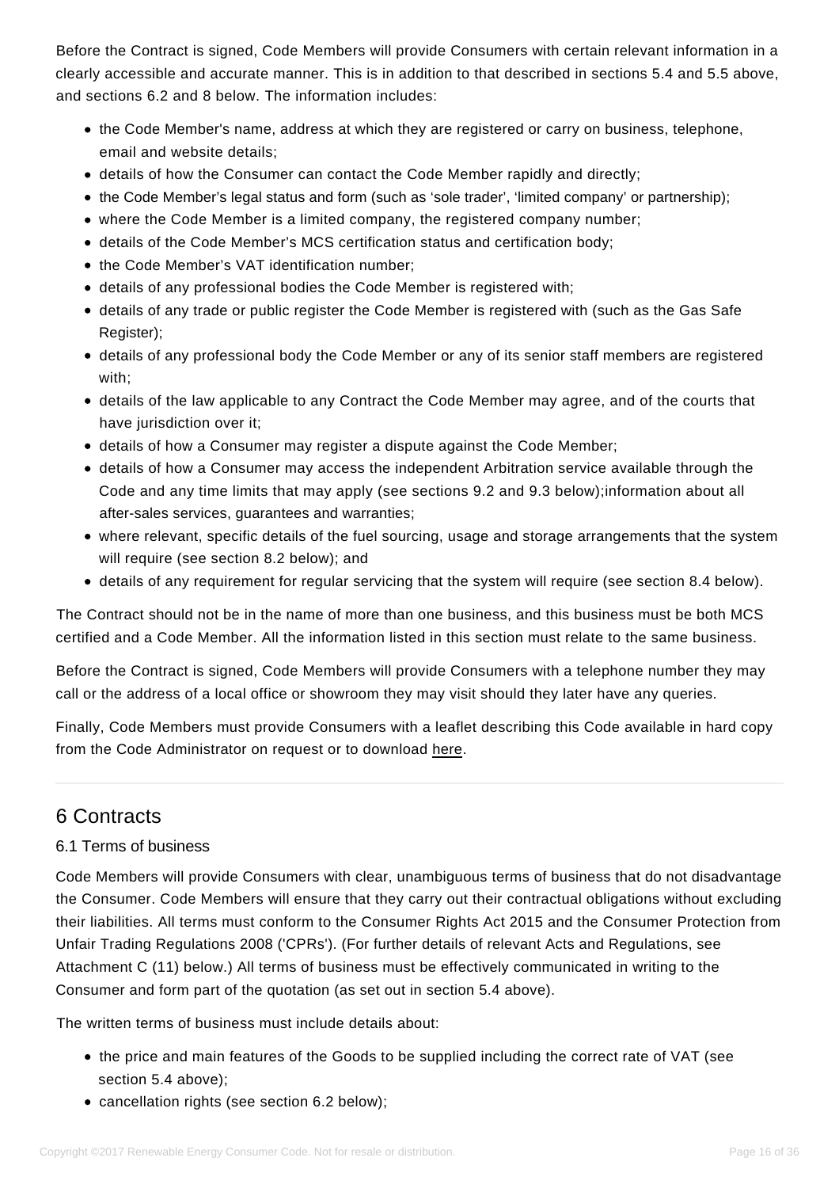Before the Contract is signed, Code Members will provide Consumers with certain relevant information in a clearly accessible and accurate manner. This is in addition to that described in sections 5.4 and 5.5 above, and sections 6.2 and 8 below. The information includes:

- the Code Member's name, address at which they are registered or carry on business, telephone, email and website details;
- details of how the Consumer can contact the Code Member rapidly and directly;
- the Code Member's legal status and form (such as 'sole trader', 'limited company' or partnership);
- where the Code Member is a limited company, the registered company number;
- details of the Code Member's MCS certification status and certification body;
- the Code Member's VAT identification number;
- details of any professional bodies the Code Member is registered with;
- details of any trade or public register the Code Member is registered with (such as the Gas Safe Register);
- details of any professional body the Code Member or any of its senior staff members are registered with;
- details of the law applicable to any Contract the Code Member may agree, and of the courts that have jurisdiction over it;
- details of how a Consumer may register a dispute against the Code Member;
- details of how a Consumer may access the independent Arbitration service available through the Code and any time limits that may apply (see sections 9.2 and 9.3 below);information about all after-sales services, guarantees and warranties;
- where relevant, specific details of the fuel sourcing, usage and storage arrangements that the system will require (see section 8.2 below); and
- details of any requirement for regular servicing that the system will require (see section 8.4 below).

The Contract should not be in the name of more than one business, and this business must be both MCS certified and a Code Member. All the information listed in this section must relate to the same business.

Before the Contract is signed, Code Members will provide Consumers with a telephone number they may call or the address of a local office or showroom they may visit should they later have any queries.

Finally, Code Members must provide Consumers with a leaflet describing this Code available in hard copy from the Code Administrator on request or to download here.

## 6 Contracts

### 6.1 Terms of business

Code Members will provide Consumers with clear, unambiguous terms of business that do not disadvantage the Consumer. Code Members will ensure that they carry out their contractual obligations without excluding their liabilities. All terms must conform to the Consumer Rights Act 2015 and the Consumer Protection from Unfair Trading Regulations 2008 ('CPRs'). (For further details of relevant Acts and Regulations, see Attachment C (11) below.) All terms of business must be effectively communicated in writing to the Consumer and form part of the quotation (as set out in section 5.4 above).

The written terms of business must include details about:

- the price and main features of the Goods to be supplied including the correct rate of VAT (see section 5.4 above);
- cancellation rights (see section 6.2 below);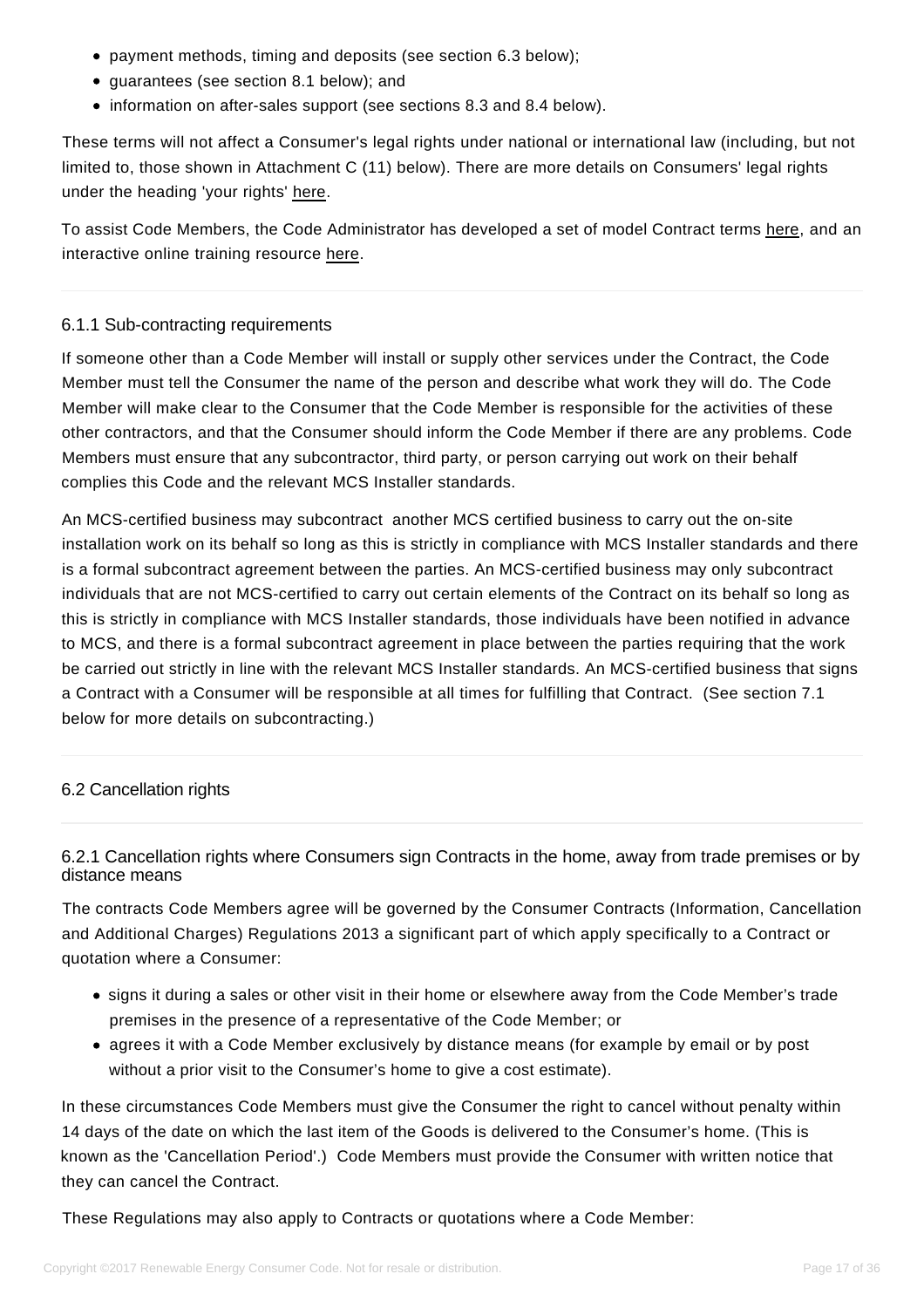- payment methods, timing and deposits (see section 6.3 below);
- guarantees (see section 8.1 below); and
- information on after-sales support (see sections 8.3 and 8.4 below).

These terms will not affect a Consumer's legal rights under national or international law (including, but not limited to, those shown in Attachment C (11) below). There are more details on Consumers' legal rights under the heading 'your rights' here.

To assist Code Members, the Code Administrator has developed a set of model Contract terms here, and an interactive online training resource here.

### 6.1.1 Sub-contracting requirements

If someone other than a Code Member will install or supply other services under the Contract, the Code Member must tell the Consumer the name of the person and describe what work they will do. The Code Member will make clear to the Consumer that the Code Member is responsible for the activities of these other contractors, and that the Consumer should inform the Code Member if there are any problems. Code Members must ensure that any subcontractor, third party, or person carrying out work on their behalf complies this Code and the relevant MCS Installer standards.

An MCS-certified business may subcontract another MCS certified business to carry out the on-site installation work on its behalf so long as this is strictly in compliance with MCS Installer standards and there is a formal subcontract agreement between the parties. An MCS-certified business may only subcontract individuals that are not MCS-certified to carry out certain elements of the Contract on its behalf so long as this is strictly in compliance with MCS Installer standards, those individuals have been notified in advance to MCS, and there is a formal subcontract agreement in place between the parties requiring that the work be carried out strictly in line with the relevant MCS Installer standards. An MCS-certified business that signs a Contract with a Consumer will be responsible at all times for fulfilling that Contract. (See section 7.1 below for more details on subcontracting.)

## 6.2 Cancellation rights

### 6.2.1 Cancellation rights where Consumers sign Contracts in the home, away from trade premises or by distance means

The contracts Code Members agree will be governed by the Consumer Contracts (Information, Cancellation and Additional Charges) Regulations 2013 a significant part of which apply specifically to a Contract or quotation where a Consumer:

- signs it during a sales or other visit in their home or elsewhere away from the Code Member's trade premises in the presence of a representative of the Code Member; or
- agrees it with a Code Member exclusively by distance means (for example by email or by post without a prior visit to the Consumer's home to give a cost estimate).

In these circumstances Code Members must give the Consumer the right to cancel without penalty within 14 days of the date on which the last item of the Goods is delivered to the Consumer's home. (This is known as the 'Cancellation Period'.) Code Members must provide the Consumer with written notice that they can cancel the Contract.

These Regulations may also apply to Contracts or quotations where a Code Member: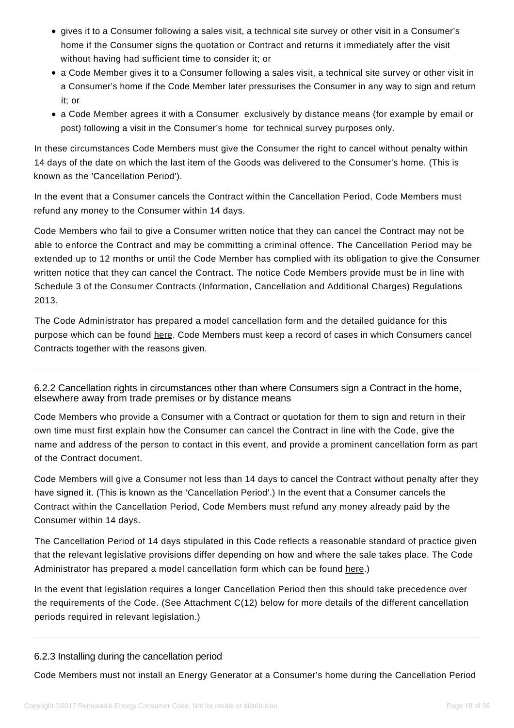- gives it to a Consumer following a sales visit, a technical site survey or other visit in a Consumer's home if the Consumer signs the quotation or Contract and returns it immediately after the visit without having had sufficient time to consider it; or
- a Code Member gives it to a Consumer following a sales visit, a technical site survey or other visit in a Consumer's home if the Code Member later pressurises the Consumer in any way to sign and return it; or
- a Code Member agrees it with a Consumer exclusively by distance means (for example by email or post) following a visit in the Consumer's home for technical survey purposes only.

In these circumstances Code Members must give the Consumer the right to cancel without penalty within 14 days of the date on which the last item of the Goods was delivered to the Consumer's home. (This is known as the 'Cancellation Period').

In the event that a Consumer cancels the Contract within the Cancellation Period, Code Members must refund any money to the Consumer within 14 days.

Code Members who fail to give a Consumer written notice that they can cancel the Contract may not be able to enforce the Contract and may be committing a criminal offence. The Cancellation Period may be extended up to 12 months or until the Code Member has complied with its obligation to give the Consumer written notice that they can cancel the Contract. The notice Code Members provide must be in line with Schedule 3 of the Consumer Contracts (Information, Cancellation and Additional Charges) Regulations 2013.

The Code Administrator has prepared a model cancellation form and the detailed guidance for this purpose which can be found here. Code Members must keep a record of cases in which Consumers cancel Contracts together with the reasons given.

---

### 6.2.2 Cancellation rights in circumstances other than where Consumers sign a Contract in the home, elsewhere away from trade premises or by distance means

Code Members who provide a Consumer with a Contract or quotation for them to sign and return in their own time must first explain how the Consumer can cancel the Contract in line with the Code, give the name and address of the person to contact in this event, and provide a prominent cancellation form as part of the Contract document.

Code Members will give a Consumer not less than 14 days to cancel the Contract without penalty after they have signed it. (This is known as the 'Cancellation Period'.) In the event that a Consumer cancels the Contract within the Cancellation Period, Code Members must refund any money already paid by the Consumer within 14 days.

The Cancellation Period of 14 days stipulated in this Code reflects a reasonable standard of practice given that the relevant legislative provisions differ depending on how and where the sale takes place. The Code Administrator has prepared a model cancellation form which can be found here.)

In the event that legislation requires a longer Cancellation Period then this should take precedence over the requirements of the Code. (See Attachment C(12) below for more details of the different cancellation periods required in relevant legislation.)

---

### 6.2.3 Installing during the cancellation period

Code Members must not install an Energy Generator at a Consumer's home during the Cancellation Period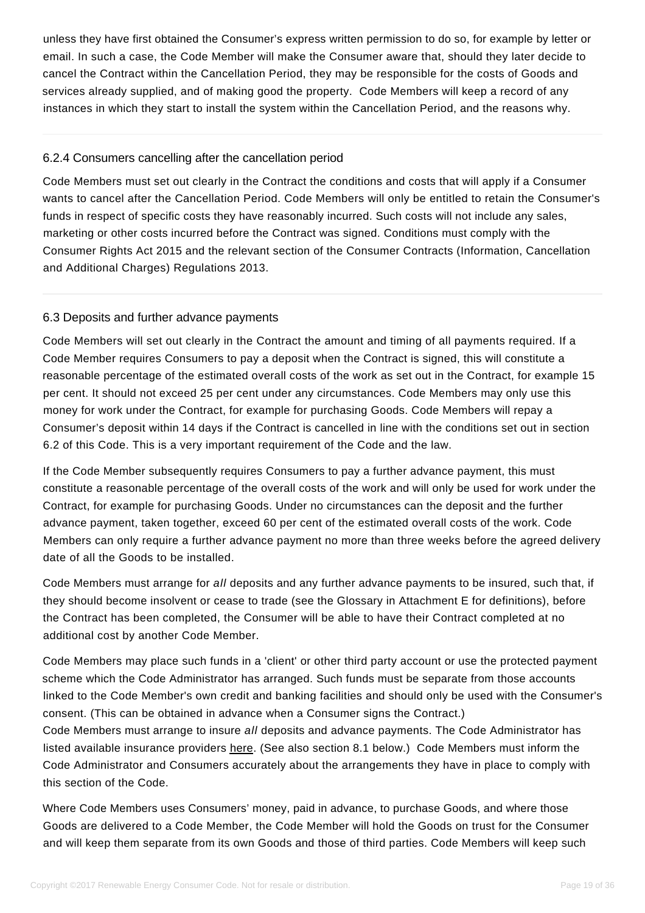unless they have first obtained the Consumer's express written permission to do so, for example by letter or email. In such a case, the Code Member will make the Consumer aware that, should they later decide to cancel the Contract within the Cancellation Period, they may be responsible for the costs of Goods and services already supplied, and of making good the property. Code Members will keep a record of any instances in which they start to install the system within the Cancellation Period, and the reasons why.

---

### 6.2.4 Consumers cancelling after the cancellation period

Code Members must set out clearly in the Contract the conditions and costs that will apply if a Consumer wants to cancel after the Cancellation Period. Code Members will only be entitled to retain the Consumer's funds in respect of specific costs they have reasonably incurred. Such costs will not include any sales, marketing or other costs incurred before the Contract was signed. Conditions must comply with the Consumer Rights Act 2015 and the relevant section of the Consumer Contracts (Information, Cancellation and Additional Charges) Regulations 2013.

---

### 6.3 Deposits and further advance payments

Code Members will set out clearly in the Contract the amount and timing of all payments required. If a Code Member requires Consumers to pay a deposit when the Contract is signed, this will constitute a reasonable percentage of the estimated overall costs of the work as set out in the Contract, for example 15 per cent. It should not exceed 25 per cent under any circumstances. Code Members may only use this money for work under the Contract, for example for purchasing Goods. Code Members will repay a Consumer's deposit within 14 days if the Contract is cancelled in line with the conditions set out in section 6.2 of this Code. This is a very important requirement of the Code and the law.

If the Code Member subsequently requires Consumers to pay a further advance payment, this must constitute a reasonable percentage of the overall costs of the work and will only be used for work under the Contract, for example for purchasing Goods. Under no circumstances can the deposit and the further advance payment, taken together, exceed 60 per cent of the estimated overall costs of the work. Code Members can only require a further advance payment no more than three weeks before the agreed delivery date of all the Goods to be installed.

Code Members must arrange for *all* deposits and any further advance payments to be insured, such that, if they should become insolvent or cease to trade (see the Glossary in Attachment E for definitions), before the Contract has been completed, the Consumer will be able to have their Contract completed at no additional cost by another Code Member.

Code Members may place such funds in a 'client' or other third party account or use the protected payment scheme which the Code Administrator has arranged. Such funds must be separate from those accounts linked to the Code Member's own credit and banking facilities and should only be used with the Consumer's consent. (This can be obtained in advance when a Consumer signs the Contract.)
Code Members must arrange to insure *all* deposits and advance payments. The Code Administrator has listed available insurance providers here. (See also section 8.1 below.) Code Members must inform the Code Administrator and Consumers accurately about the arrangements they have in place to comply with this section of the Code.

Where Code Members uses Consumers' money, paid in advance, to purchase Goods, and where those Goods are delivered to a Code Member, the Code Member will hold the Goods on trust for the Consumer and will keep them separate from its own Goods and those of third parties. Code Members will keep such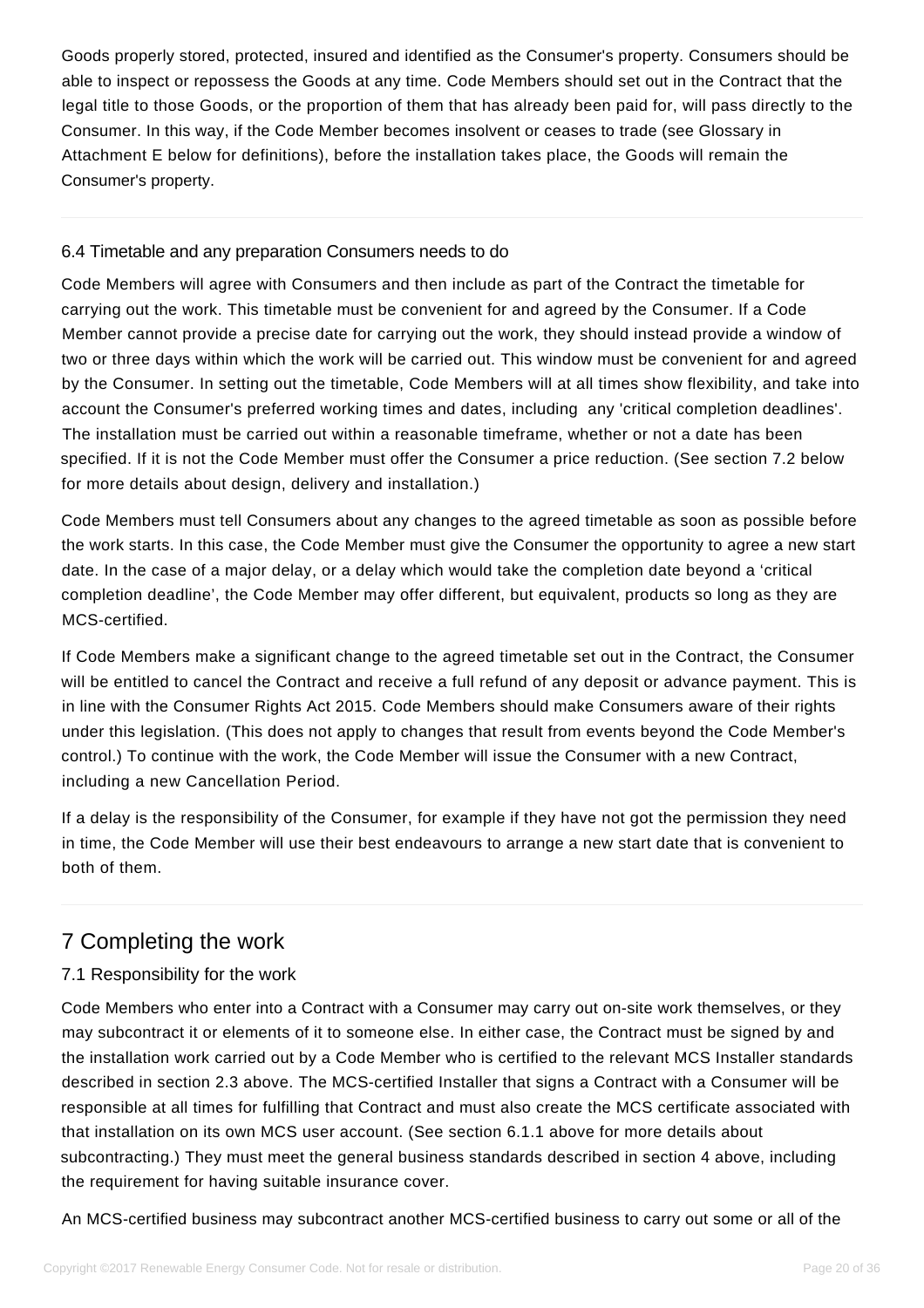Goods properly stored, protected, insured and identified as the Consumer's property. Consumers should be able to inspect or repossess the Goods at any time. Code Members should set out in the Contract that the legal title to those Goods, or the proportion of them that has already been paid for, will pass directly to the Consumer. In this way, if the Code Member becomes insolvent or ceases to trade (see Glossary in Attachment E below for definitions), before the installation takes place, the Goods will remain the Consumer's property.

### 6.4 Timetable and any preparation Consumers needs to do

Code Members will agree with Consumers and then include as part of the Contract the timetable for carrying out the work. This timetable must be convenient for and agreed by the Consumer. If a Code Member cannot provide a precise date for carrying out the work, they should instead provide a window of two or three days within which the work will be carried out. This window must be convenient for and agreed by the Consumer. In setting out the timetable, Code Members will at all times show flexibility, and take into account the Consumer's preferred working times and dates, including any 'critical completion deadlines'. The installation must be carried out within a reasonable timeframe, whether or not a date has been specified. If it is not the Code Member must offer the Consumer a price reduction. (See section 7.2 below for more details about design, delivery and installation.)

Code Members must tell Consumers about any changes to the agreed timetable as soon as possible before the work starts. In this case, the Code Member must give the Consumer the opportunity to agree a new start date. In the case of a major delay, or a delay which would take the completion date beyond a 'critical completion deadline', the Code Member may offer different, but equivalent, products so long as they are MCS-certified.

If Code Members make a significant change to the agreed timetable set out in the Contract, the Consumer will be entitled to cancel the Contract and receive a full refund of any deposit or advance payment. This is in line with the Consumer Rights Act 2015. Code Members should make Consumers aware of their rights under this legislation. (This does not apply to changes that result from events beyond the Code Member's control.) To continue with the work, the Code Member will issue the Consumer with a new Contract, including a new Cancellation Period.

If a delay is the responsibility of the Consumer, for example if they have not got the permission they need in time, the Code Member will use their best endeavours to arrange a new start date that is convenient to both of them.

## 7 Completing the work

### 7.1 Responsibility for the work

Code Members who enter into a Contract with a Consumer may carry out on-site work themselves, or they may subcontract it or elements of it to someone else. In either case, the Contract must be signed by and the installation work carried out by a Code Member who is certified to the relevant MCS Installer standards described in section 2.3 above. The MCS-certified Installer that signs a Contract with a Consumer will be responsible at all times for fulfilling that Contract and must also create the MCS certificate associated with that installation on its own MCS user account. (See section 6.1.1 above for more details about subcontracting.) They must meet the general business standards described in section 4 above, including the requirement for having suitable insurance cover.

An MCS-certified business may subcontract another MCS-certified business to carry out some or all of the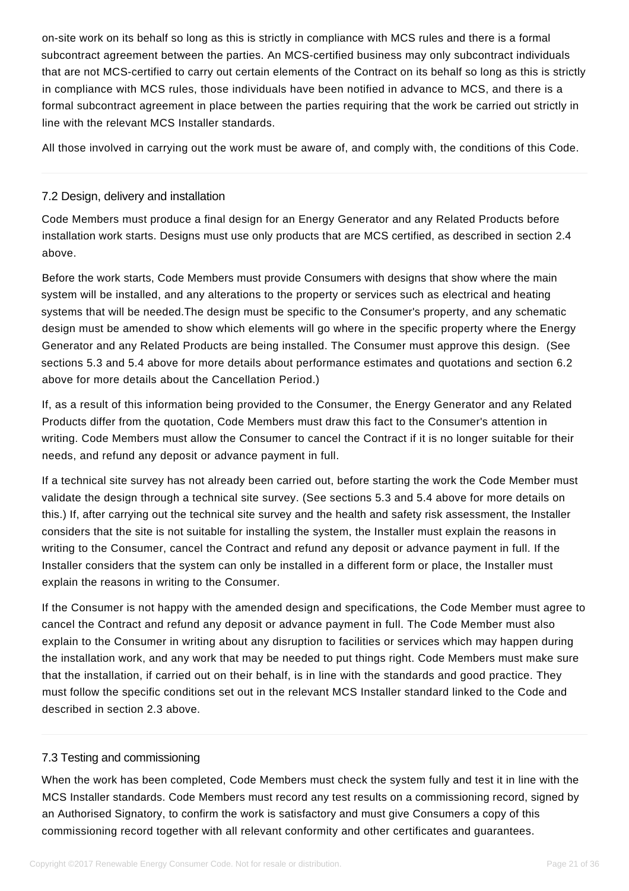on-site work on its behalf so long as this is strictly in compliance with MCS rules and there is a formal subcontract agreement between the parties. An MCS-certified business may only subcontract individuals that are not MCS-certified to carry out certain elements of the Contract on its behalf so long as this is strictly in compliance with MCS rules, those individuals have been notified in advance to MCS, and there is a formal subcontract agreement in place between the parties requiring that the work be carried out strictly in line with the relevant MCS Installer standards.

All those involved in carrying out the work must be aware of, and comply with, the conditions of this Code.

### 7.2 Design, delivery and installation

Code Members must produce a final design for an Energy Generator and any Related Products before installation work starts. Designs must use only products that are MCS certified, as described in section 2.4 above.

Before the work starts, Code Members must provide Consumers with designs that show where the main system will be installed, and any alterations to the property or services such as electrical and heating systems that will be needed.The design must be specific to the Consumer's property, and any schematic design must be amended to show which elements will go where in the specific property where the Energy Generator and any Related Products are being installed. The Consumer must approve this design. (See sections 5.3 and 5.4 above for more details about performance estimates and quotations and section 6.2 above for more details about the Cancellation Period.)

If, as a result of this information being provided to the Consumer, the Energy Generator and any Related Products differ from the quotation, Code Members must draw this fact to the Consumer's attention in writing. Code Members must allow the Consumer to cancel the Contract if it is no longer suitable for their needs, and refund any deposit or advance payment in full.

If a technical site survey has not already been carried out, before starting the work the Code Member must validate the design through a technical site survey. (See sections 5.3 and 5.4 above for more details on this.) If, after carrying out the technical site survey and the health and safety risk assessment, the Installer considers that the site is not suitable for installing the system, the Installer must explain the reasons in writing to the Consumer, cancel the Contract and refund any deposit or advance payment in full. If the Installer considers that the system can only be installed in a different form or place, the Installer must explain the reasons in writing to the Consumer.

If the Consumer is not happy with the amended design and specifications, the Code Member must agree to cancel the Contract and refund any deposit or advance payment in full. The Code Member must also explain to the Consumer in writing about any disruption to facilities or services which may happen during the installation work, and any work that may be needed to put things right. Code Members must make sure that the installation, if carried out on their behalf, is in line with the standards and good practice. They must follow the specific conditions set out in the relevant MCS Installer standard linked to the Code and described in section 2.3 above.

### 7.3 Testing and commissioning

When the work has been completed, Code Members must check the system fully and test it in line with the MCS Installer standards. Code Members must record any test results on a commissioning record, signed by an Authorised Signatory, to confirm the work is satisfactory and must give Consumers a copy of this commissioning record together with all relevant conformity and other certificates and guarantees.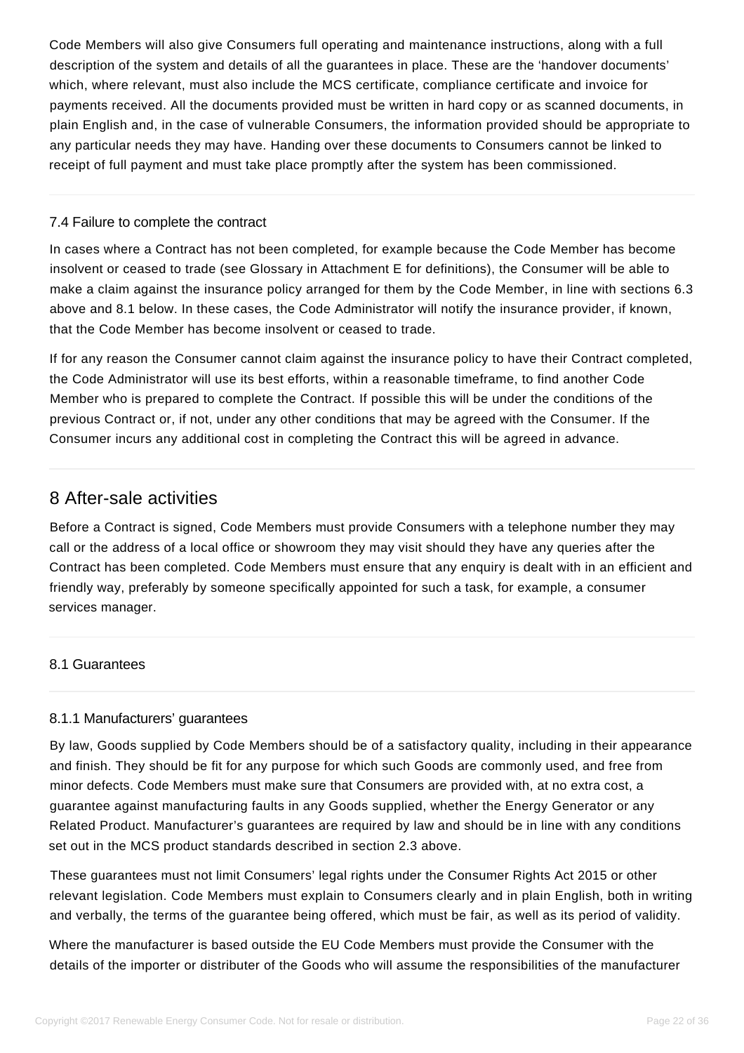Code Members will also give Consumers full operating and maintenance instructions, along with a full description of the system and details of all the guarantees in place. These are the 'handover documents' which, where relevant, must also include the MCS certificate, compliance certificate and invoice for payments received. All the documents provided must be written in hard copy or as scanned documents, in plain English and, in the case of vulnerable Consumers, the information provided should be appropriate to any particular needs they may have. Handing over these documents to Consumers cannot be linked to receipt of full payment and must take place promptly after the system has been commissioned.

### 7.4 Failure to complete the contract

In cases where a Contract has not been completed, for example because the Code Member has become insolvent or ceased to trade (see Glossary in Attachment E for definitions), the Consumer will be able to make a claim against the insurance policy arranged for them by the Code Member, in line with sections 6.3 above and 8.1 below. In these cases, the Code Administrator will notify the insurance provider, if known, that the Code Member has become insolvent or ceased to trade.

If for any reason the Consumer cannot claim against the insurance policy to have their Contract completed, the Code Administrator will use its best efforts, within a reasonable timeframe, to find another Code Member who is prepared to complete the Contract. If possible this will be under the conditions of the previous Contract or, if not, under any other conditions that may be agreed with the Consumer. If the Consumer incurs any additional cost in completing the Contract this will be agreed in advance.

## 8 After-sale activities

Before a Contract is signed, Code Members must provide Consumers with a telephone number they may call or the address of a local office or showroom they may visit should they have any queries after the Contract has been completed. Code Members must ensure that any enquiry is dealt with in an efficient and friendly way, preferably by someone specifically appointed for such a task, for example, a consumer services manager.

### 8.1 Guarantees

#### 8.1.1 Manufacturers' guarantees

By law, Goods supplied by Code Members should be of a satisfactory quality, including in their appearance and finish. They should be fit for any purpose for which such Goods are commonly used, and free from minor defects. Code Members must make sure that Consumers are provided with, at no extra cost, a guarantee against manufacturing faults in any Goods supplied, whether the Energy Generator or any Related Product. Manufacturer's guarantees are required by law and should be in line with any conditions set out in the MCS product standards described in section 2.3 above.

These guarantees must not limit Consumers' legal rights under the Consumer Rights Act 2015 or other relevant legislation. Code Members must explain to Consumers clearly and in plain English, both in writing and verbally, the terms of the guarantee being offered, which must be fair, as well as its period of validity.

Where the manufacturer is based outside the EU Code Members must provide the Consumer with the details of the importer or distributer of the Goods who will assume the responsibilities of the manufacturer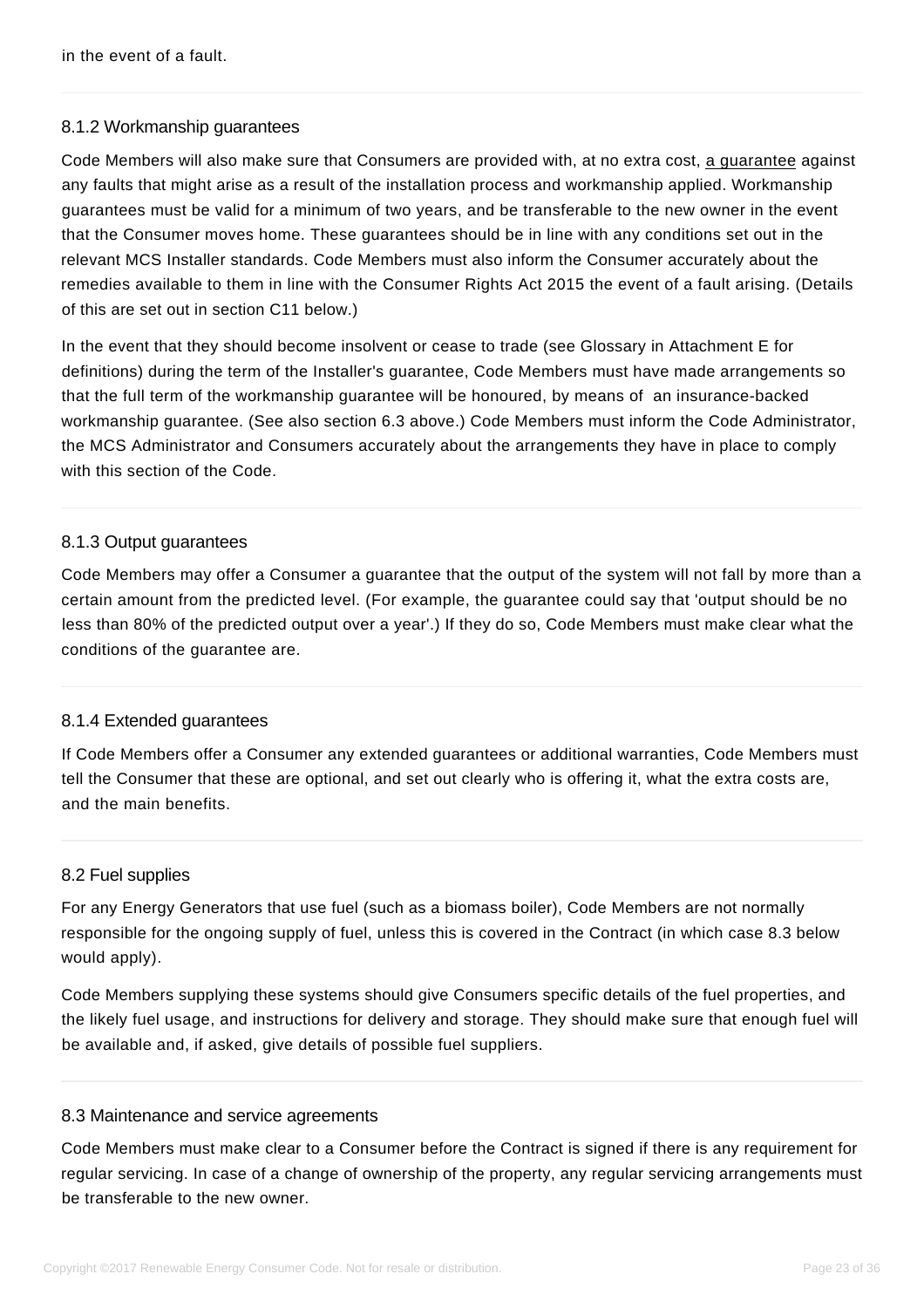in the event of a fault.

### 8.1.2 Workmanship guarantees

Code Members will also make sure that Consumers are provided with, at no extra cost, a guarantee against any faults that might arise as a result of the installation process and workmanship applied. Workmanship guarantees must be valid for a minimum of two years, and be transferable to the new owner in the event that the Consumer moves home. These guarantees should be in line with any conditions set out in the relevant MCS Installer standards. Code Members must also inform the Consumer accurately about the remedies available to them in line with the Consumer Rights Act 2015 the event of a fault arising. (Details of this are set out in section C11 below.)

In the event that they should become insolvent or cease to trade (see Glossary in Attachment E for definitions) during the term of the Installer's guarantee, Code Members must have made arrangements so that the full term of the workmanship guarantee will be honoured, by means of an insurance-backed workmanship guarantee. (See also section 6.3 above.) Code Members must inform the Code Administrator, the MCS Administrator and Consumers accurately about the arrangements they have in place to comply with this section of the Code.

### 8.1.3 Output guarantees

Code Members may offer a Consumer a guarantee that the output of the system will not fall by more than a certain amount from the predicted level. (For example, the guarantee could say that 'output should be no less than 80% of the predicted output over a year'.) If they do so, Code Members must make clear what the conditions of the guarantee are.

### 8.1.4 Extended guarantees

If Code Members offer a Consumer any extended guarantees or additional warranties, Code Members must tell the Consumer that these are optional, and set out clearly who is offering it, what the extra costs are, and the main benefits.

## 8.2 Fuel supplies

For any Energy Generators that use fuel (such as a biomass boiler), Code Members are not normally responsible for the ongoing supply of fuel, unless this is covered in the Contract (in which case 8.3 below would apply).

Code Members supplying these systems should give Consumers specific details of the fuel properties, and the likely fuel usage, and instructions for delivery and storage. They should make sure that enough fuel will be available and, if asked, give details of possible fuel suppliers.

## 8.3 Maintenance and service agreements

Code Members must make clear to a Consumer before the Contract is signed if there is any requirement for regular servicing. In case of a change of ownership of the property, any regular servicing arrangements must be transferable to the new owner.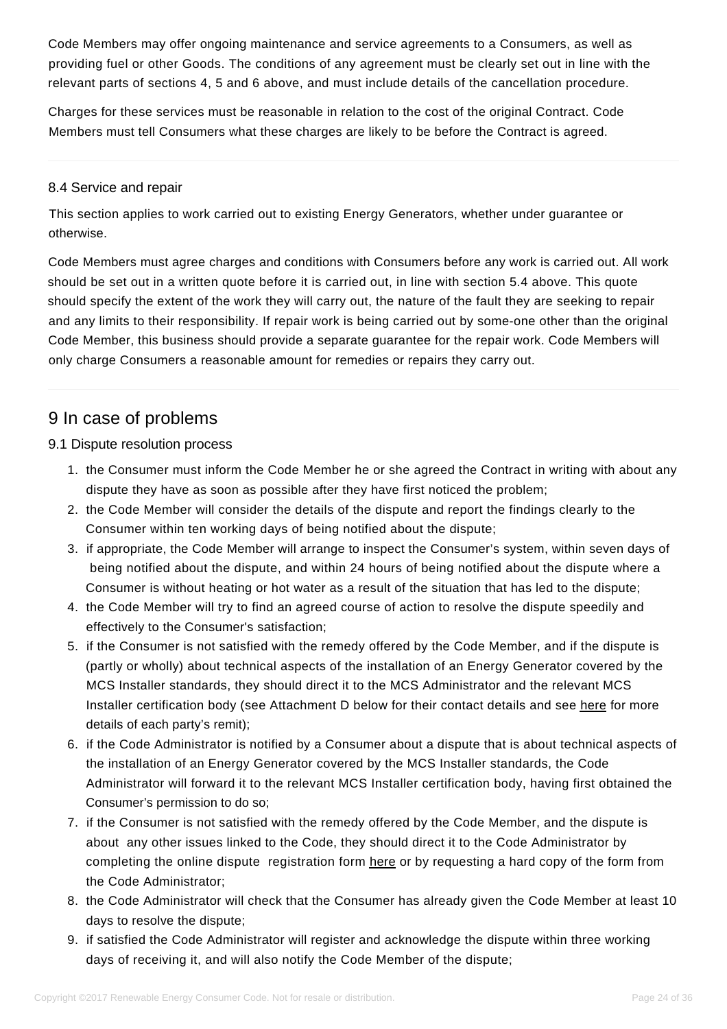Code Members may offer ongoing maintenance and service agreements to a Consumers, as well as providing fuel or other Goods. The conditions of any agreement must be clearly set out in line with the relevant parts of sections 4, 5 and 6 above, and must include details of the cancellation procedure.

Charges for these services must be reasonable in relation to the cost of the original Contract. Code Members must tell Consumers what these charges are likely to be before the Contract is agreed.

---

### 8.4 Service and repair

This section applies to work carried out to existing Energy Generators, whether under guarantee or otherwise.

Code Members must agree charges and conditions with Consumers before any work is carried out. All work should be set out in a written quote before it is carried out, in line with section 5.4 above. This quote should specify the extent of the work they will carry out, the nature of the fault they are seeking to repair and any limits to their responsibility. If repair work is being carried out by some-one other than the original Code Member, this business should provide a separate guarantee for the repair work. Code Members will only charge Consumers a reasonable amount for remedies or repairs they carry out.

---

## 9 In case of problems

### 9.1 Dispute resolution process

1. the Consumer must inform the Code Member he or she agreed the Contract in writing with about any dispute they have as soon as possible after they have first noticed the problem;
2. the Code Member will consider the details of the dispute and report the findings clearly to the Consumer within ten working days of being notified about the dispute;
3. if appropriate, the Code Member will arrange to inspect the Consumer's system, within seven days of being notified about the dispute, and within 24 hours of being notified about the dispute where a Consumer is without heating or hot water as a result of the situation that has led to the dispute;
4. the Code Member will try to find an agreed course of action to resolve the dispute speedily and effectively to the Consumer's satisfaction;
5. if the Consumer is not satisfied with the remedy offered by the Code Member, and if the dispute is (partly or wholly) about technical aspects of the installation of an Energy Generator covered by the MCS Installer standards, they should direct it to the MCS Administrator and the relevant MCS Installer certification body (see Attachment D below for their contact details and see here for more details of each party's remit);
6. if the Code Administrator is notified by a Consumer about a dispute that is about technical aspects of the installation of an Energy Generator covered by the MCS Installer standards, the Code Administrator will forward it to the relevant MCS Installer certification body, having first obtained the Consumer's permission to do so;
7. if the Consumer is not satisfied with the remedy offered by the Code Member, and the dispute is about any other issues linked to the Code, they should direct it to the Code Administrator by completing the online dispute registration form here or by requesting a hard copy of the form from the Code Administrator;
8. the Code Administrator will check that the Consumer has already given the Code Member at least 10 days to resolve the dispute;
9. if satisfied the Code Administrator will register and acknowledge the dispute within three working days of receiving it, and will also notify the Code Member of the dispute;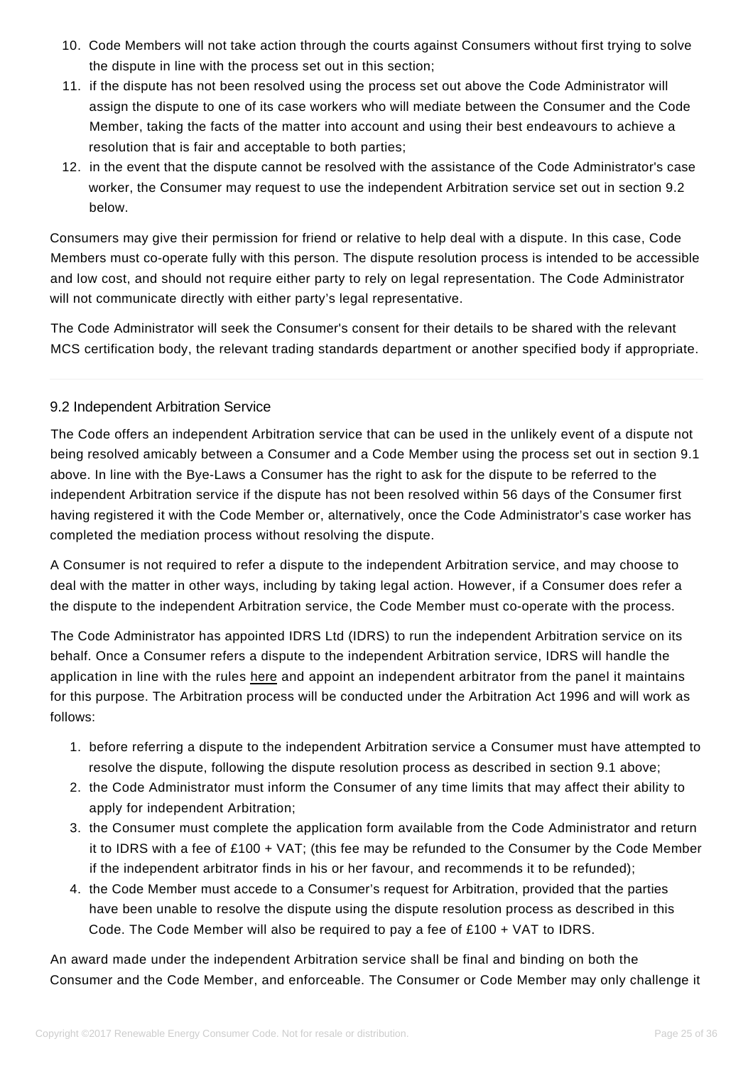10. Code Members will not take action through the courts against Consumers without first trying to solve the dispute in line with the process set out in this section;
11. if the dispute has not been resolved using the process set out above the Code Administrator will assign the dispute to one of its case workers who will mediate between the Consumer and the Code Member, taking the facts of the matter into account and using their best endeavours to achieve a resolution that is fair and acceptable to both parties;
12. in the event that the dispute cannot be resolved with the assistance of the Code Administrator's case worker, the Consumer may request to use the independent Arbitration service set out in section 9.2 below.

Consumers may give their permission for friend or relative to help deal with a dispute. In this case, Code Members must co-operate fully with this person. The dispute resolution process is intended to be accessible and low cost, and should not require either party to rely on legal representation. The Code Administrator will not communicate directly with either party's legal representative.

The Code Administrator will seek the Consumer's consent for their details to be shared with the relevant MCS certification body, the relevant trading standards department or another specified body if appropriate.

---

### 9.2 Independent Arbitration Service

The Code offers an independent Arbitration service that can be used in the unlikely event of a dispute not being resolved amicably between a Consumer and a Code Member using the process set out in section 9.1 above. In line with the Bye-Laws a Consumer has the right to ask for the dispute to be referred to the independent Arbitration service if the dispute has not been resolved within 56 days of the Consumer first having registered it with the Code Member or, alternatively, once the Code Administrator's case worker has completed the mediation process without resolving the dispute.

A Consumer is not required to refer a dispute to the independent Arbitration service, and may choose to deal with the matter in other ways, including by taking legal action. However, if a Consumer does refer a the dispute to the independent Arbitration service, the Code Member must co-operate with the process.

The Code Administrator has appointed IDRS Ltd (IDRS) to run the independent Arbitration service on its behalf. Once a Consumer refers a dispute to the independent Arbitration service, IDRS will handle the application in line with the rules here and appoint an independent arbitrator from the panel it maintains for this purpose. The Arbitration process will be conducted under the Arbitration Act 1996 and will work as follows:

1. before referring a dispute to the independent Arbitration service a Consumer must have attempted to resolve the dispute, following the dispute resolution process as described in section 9.1 above;
2. the Code Administrator must inform the Consumer of any time limits that may affect their ability to apply for independent Arbitration;
3. the Consumer must complete the application form available from the Code Administrator and return it to IDRS with a fee of £100 + VAT; (this fee may be refunded to the Consumer by the Code Member if the independent arbitrator finds in his or her favour, and recommends it to be refunded);
4. the Code Member must accede to a Consumer's request for Arbitration, provided that the parties have been unable to resolve the dispute using the dispute resolution process as described in this Code. The Code Member will also be required to pay a fee of £100 + VAT to IDRS.

An award made under the independent Arbitration service shall be final and binding on both the Consumer and the Code Member, and enforceable. The Consumer or Code Member may only challenge it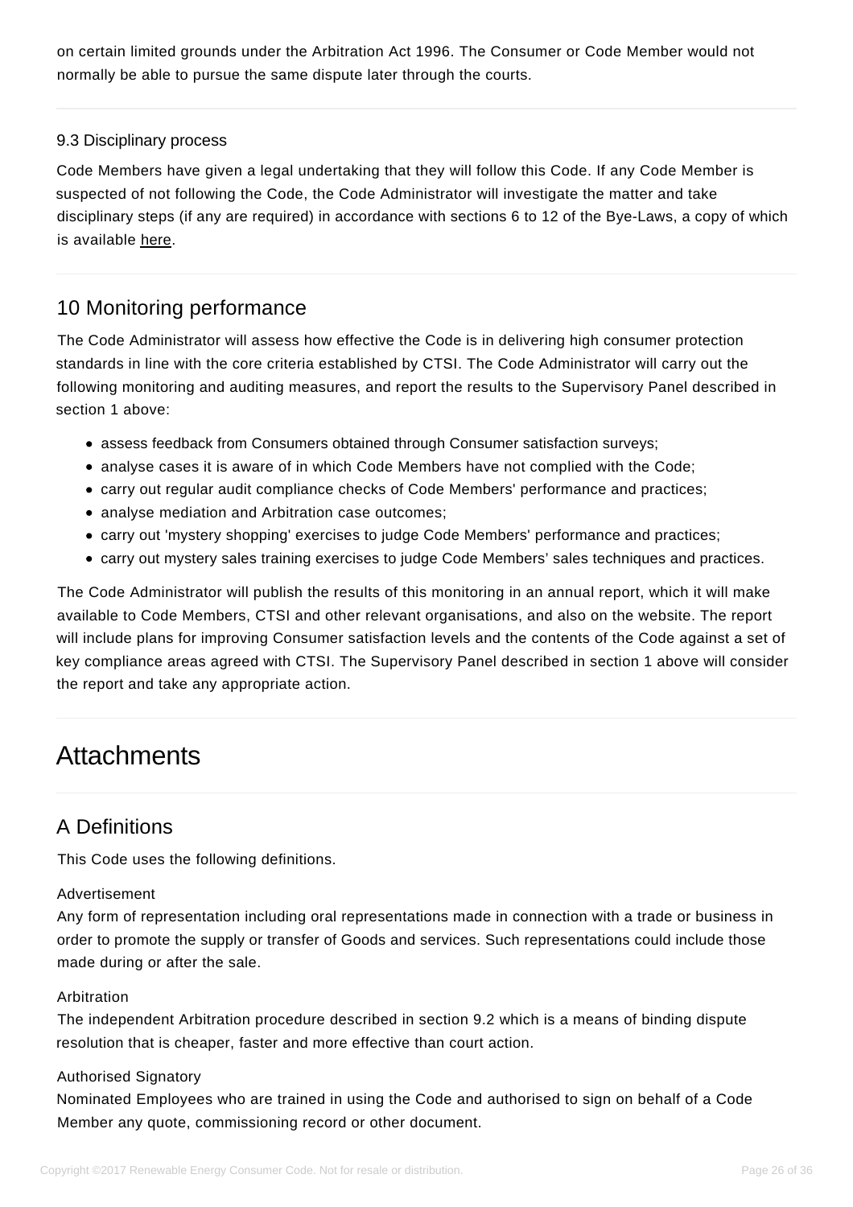on certain limited grounds under the Arbitration Act 1996. The Consumer or Code Member would not normally be able to pursue the same dispute later through the courts.

### 9.3 Disciplinary process

Code Members have given a legal undertaking that they will follow this Code. If any Code Member is suspected of not following the Code, the Code Administrator will investigate the matter and take disciplinary steps (if any are required) in accordance with sections 6 to 12 of the Bye-Laws, a copy of which is available here.

## 10 Monitoring performance

The Code Administrator will assess how effective the Code is in delivering high consumer protection standards in line with the core criteria established by CTSI. The Code Administrator will carry out the following monitoring and auditing measures, and report the results to the Supervisory Panel described in section 1 above:

- assess feedback from Consumers obtained through Consumer satisfaction surveys;
- analyse cases it is aware of in which Code Members have not complied with the Code;
- carry out regular audit compliance checks of Code Members' performance and practices;
- analyse mediation and Arbitration case outcomes;
- carry out 'mystery shopping' exercises to judge Code Members' performance and practices;
- carry out mystery sales training exercises to judge Code Members' sales techniques and practices.

The Code Administrator will publish the results of this monitoring in an annual report, which it will make available to Code Members, CTSI and other relevant organisations, and also on the website. The report will include plans for improving Consumer satisfaction levels and the contents of the Code against a set of key compliance areas agreed with CTSI. The Supervisory Panel described in section 1 above will consider the report and take any appropriate action.

# Attachments

## A Definitions

This Code uses the following definitions.

Advertisement
Any form of representation including oral representations made in connection with a trade or business in order to promote the supply or transfer of Goods and services. Such representations could include those made during or after the sale.

Arbitration
The independent Arbitration procedure described in section 9.2 which is a means of binding dispute resolution that is cheaper, faster and more effective than court action.

Authorised Signatory
Nominated Employees who are trained in using the Code and authorised to sign on behalf of a Code Member any quote, commissioning record or other document.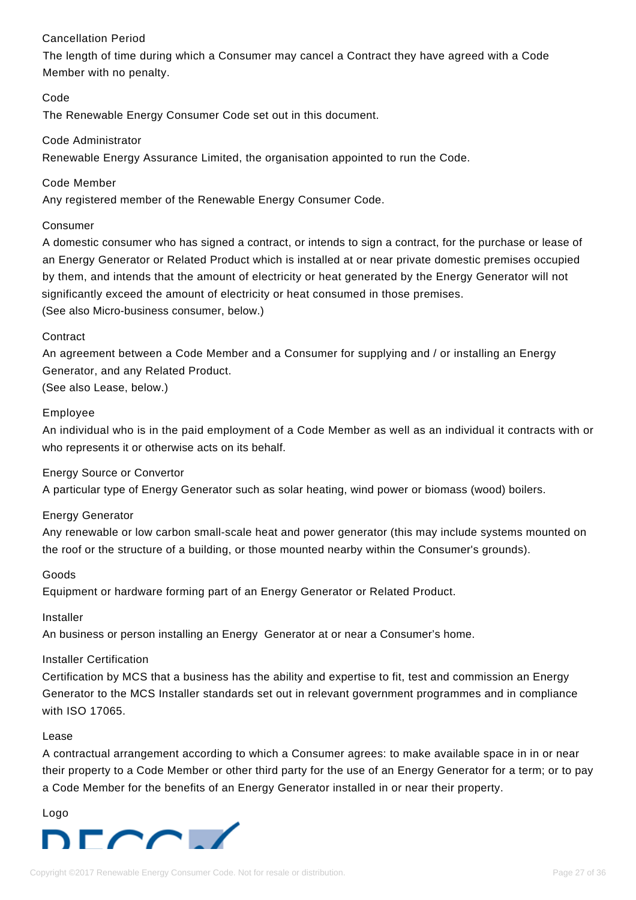Cancellation Period
The length of time during which a Consumer may cancel a Contract they have agreed with a Code Member with no penalty.

Code
The Renewable Energy Consumer Code set out in this document.

Code Administrator
Renewable Energy Assurance Limited, the organisation appointed to run the Code.

Code Member
Any registered member of the Renewable Energy Consumer Code.

Consumer
A domestic consumer who has signed a contract, or intends to sign a contract, for the purchase or lease of an Energy Generator or Related Product which is installed at or near private domestic premises occupied by them, and intends that the amount of electricity or heat generated by the Energy Generator will not significantly exceed the amount of electricity or heat consumed in those premises.
(See also Micro-business consumer, below.)

Contract
An agreement between a Code Member and a Consumer for supplying and / or installing an Energy Generator, and any Related Product.
(See also Lease, below.)

Employee
An individual who is in the paid employment of a Code Member as well as an individual it contracts with or who represents it or otherwise acts on its behalf.

Energy Source or Convertor
A particular type of Energy Generator such as solar heating, wind power or biomass (wood) boilers.

Energy Generator
Any renewable or low carbon small-scale heat and power generator (this may include systems mounted on the roof or the structure of a building, or those mounted nearby within the Consumer's grounds).

Goods
Equipment or hardware forming part of an Energy Generator or Related Product.

Installer
An business or person installing an Energy Generator at or near a Consumer's home.

Installer Certification
Certification by MCS that a business has the ability and expertise to fit, test and commission an Energy Generator to the MCS Installer standards set out in relevant government programmes and in compliance with ISO 17065.

Lease
A contractual arrangement according to which a Consumer agrees: to make available space in in or near their property to a Code Member or other third party for the use of an Energy Generator for a term; or to pay a Code Member for the benefits of an Energy Generator installed in or near their property.

Logo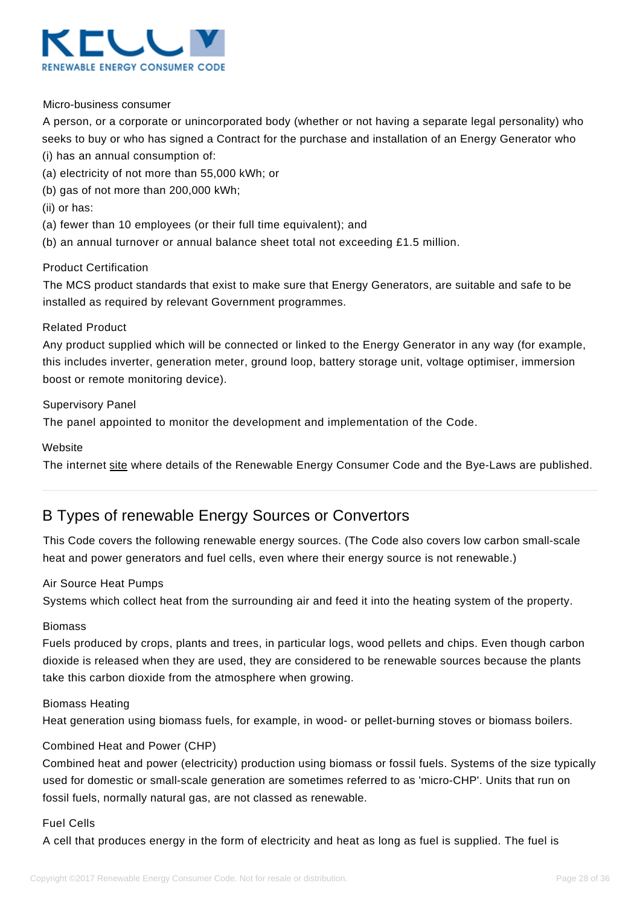Micro-business consumer

A person, or a corporate or unincorporated body (whether or not having a separate legal personality) who seeks to buy or who has signed a Contract for the purchase and installation of an Energy Generator who

(i) has an annual consumption of:

(a) electricity of not more than 55,000 kWh; or

(b) gas of not more than 200,000 kWh;

(ii) or has:

(a) fewer than 10 employees (or their full time equivalent); and

(b) an annual turnover or annual balance sheet total not exceeding £1.5 million.

Product Certification

The MCS product standards that exist to make sure that Energy Generators, are suitable and safe to be installed as required by relevant Government programmes.

Related Product

Any product supplied which will be connected or linked to the Energy Generator in any way (for example, this includes inverter, generation meter, ground loop, battery storage unit, voltage optimiser, immersion boost or remote monitoring device).

Supervisory Panel

The panel appointed to monitor the development and implementation of the Code.

Website

The internet site where details of the Renewable Energy Consumer Code and the Bye-Laws are published.

---

## B Types of renewable Energy Sources or Convertors

This Code covers the following renewable energy sources. (The Code also covers low carbon small-scale heat and power generators and fuel cells, even where their energy source is not renewable.)

Air Source Heat Pumps

Systems which collect heat from the surrounding air and feed it into the heating system of the property.

Biomass

Fuels produced by crops, plants and trees, in particular logs, wood pellets and chips. Even though carbon dioxide is released when they are used, they are considered to be renewable sources because the plants take this carbon dioxide from the atmosphere when growing.

Biomass Heating

Heat generation using biomass fuels, for example, in wood- or pellet-burning stoves or biomass boilers.

Combined Heat and Power (CHP)

Combined heat and power (electricity) production using biomass or fossil fuels. Systems of the size typically used for domestic or small-scale generation are sometimes referred to as 'micro-CHP'. Units that run on fossil fuels, normally natural gas, are not classed as renewable.

Fuel Cells

A cell that produces energy in the form of electricity and heat as long as fuel is supplied. The fuel is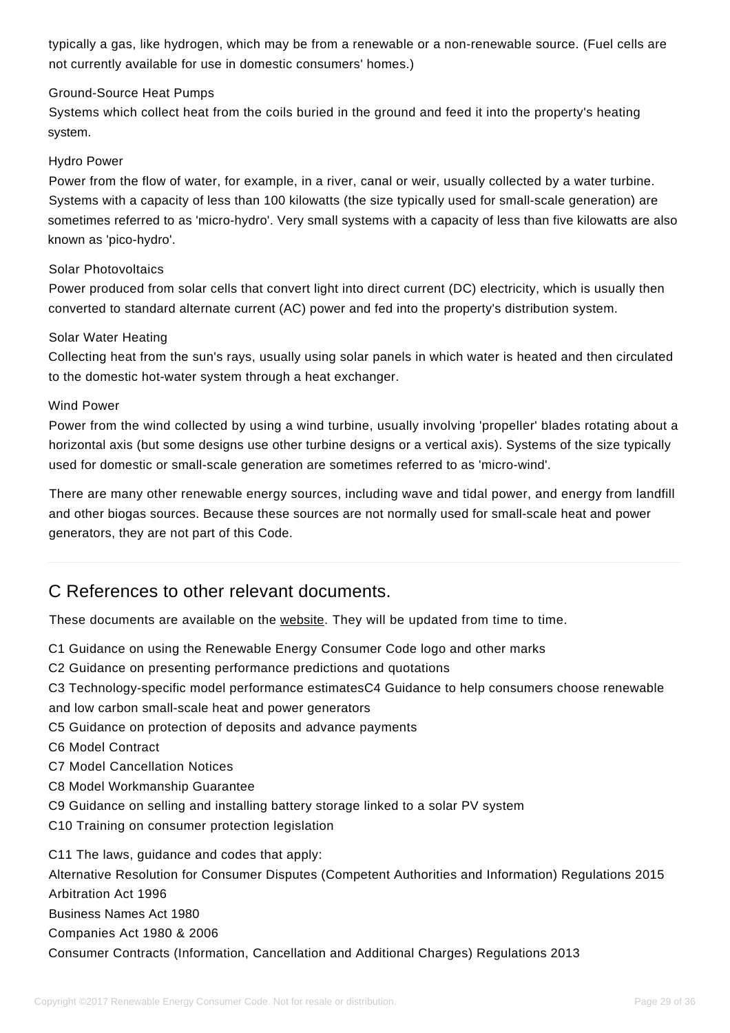typically a gas, like hydrogen, which may be from a renewable or a non-renewable source. (Fuel cells are not currently available for use in domestic consumers' homes.)

Ground-Source Heat Pumps

Systems which collect heat from the coils buried in the ground and feed it into the property's heating system.

Hydro Power

Power from the flow of water, for example, in a river, canal or weir, usually collected by a water turbine. Systems with a capacity of less than 100 kilowatts (the size typically used for small-scale generation) are sometimes referred to as 'micro-hydro'. Very small systems with a capacity of less than five kilowatts are also known as 'pico-hydro'.

Solar Photovoltaics

Power produced from solar cells that convert light into direct current (DC) electricity, which is usually then converted to standard alternate current (AC) power and fed into the property's distribution system.

Solar Water Heating

Collecting heat from the sun's rays, usually using solar panels in which water is heated and then circulated to the domestic hot-water system through a heat exchanger.

Wind Power

Power from the wind collected by using a wind turbine, usually involving 'propeller' blades rotating about a horizontal axis (but some designs use other turbine designs or a vertical axis). Systems of the size typically used for domestic or small-scale generation are sometimes referred to as 'micro-wind'.

There are many other renewable energy sources, including wave and tidal power, and energy from landfill and other biogas sources. Because these sources are not normally used for small-scale heat and power generators, they are not part of this Code.

---

## C References to other relevant documents.

These documents are available on the website. They will be updated from time to time.

C1 Guidance on using the Renewable Energy Consumer Code logo and other marks
C2 Guidance on presenting performance predictions and quotations
C3 Technology-specific model performance estimatesC4 Guidance to help consumers choose renewable and low carbon small-scale heat and power generators
C5 Guidance on protection of deposits and advance payments
C6 Model Contract
C7 Model Cancellation Notices
C8 Model Workmanship Guarantee
C9 Guidance on selling and installing battery storage linked to a solar PV system
C10 Training on consumer protection legislation

C11 The laws, guidance and codes that apply:
Alternative Resolution for Consumer Disputes (Competent Authorities and Information) Regulations 2015
Arbitration Act 1996
Business Names Act 1980
Companies Act 1980 & 2006
Consumer Contracts (Information, Cancellation and Additional Charges) Regulations 2013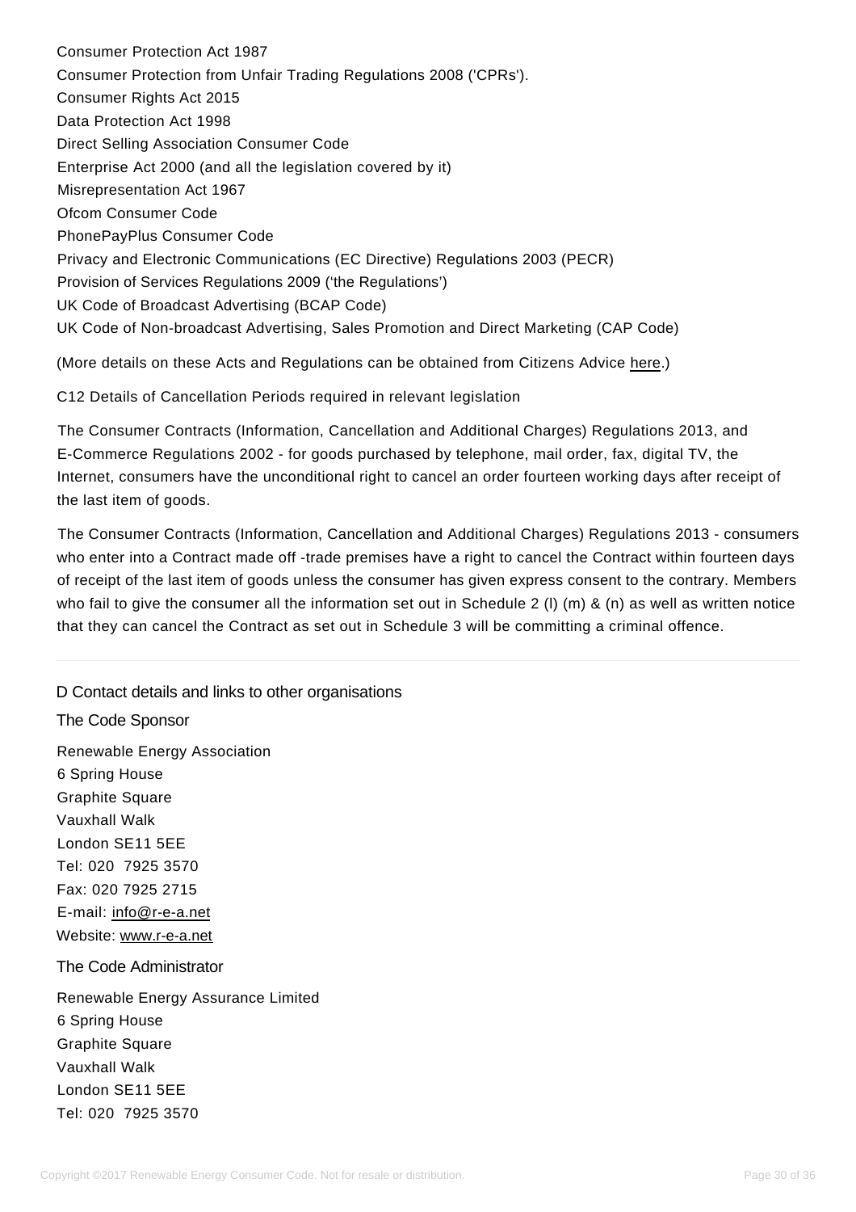Consumer Protection Act 1987

Consumer Protection from Unfair Trading Regulations 2008 ('CPRs').

Consumer Rights Act 2015

Data Protection Act 1998

Direct Selling Association Consumer Code

Enterprise Act 2000 (and all the legislation covered by it)

Misrepresentation Act 1967

Ofcom Consumer Code

PhonePayPlus Consumer Code

Privacy and Electronic Communications (EC Directive) Regulations 2003 (PECR)

Provision of Services Regulations 2009 ('the Regulations')

UK Code of Broadcast Advertising (BCAP Code)

UK Code of Non-broadcast Advertising, Sales Promotion and Direct Marketing (CAP Code)

(More details on these Acts and Regulations can be obtained from Citizens Advice here.)

C12 Details of Cancellation Periods required in relevant legislation

The Consumer Contracts (Information, Cancellation and Additional Charges) Regulations 2013, and E-Commerce Regulations 2002 - for goods purchased by telephone, mail order, fax, digital TV, the Internet, consumers have the unconditional right to cancel an order fourteen working days after receipt of the last item of goods.

The Consumer Contracts (Information, Cancellation and Additional Charges) Regulations 2013 - consumers who enter into a Contract made off -trade premises have a right to cancel the Contract within fourteen days of receipt of the last item of goods unless the consumer has given express consent to the contrary. Members who fail to give the consumer all the information set out in Schedule 2 (l) (m) & (n) as well as written notice that they can cancel the Contract as set out in Schedule 3 will be committing a criminal offence.

---

## D Contact details and links to other organisations

### The Code Sponsor

Renewable Energy Association
6 Spring House
Graphite Square
Vauxhall Walk
London SE11 5EE
Tel: 020 7925 3570
Fax: 020 7925 2715
E-mail: info@r-e-a.net
Website: www.r-e-a.net

### The Code Administrator

Renewable Energy Assurance Limited
6 Spring House
Graphite Square
Vauxhall Walk
London SE11 5EE
Tel: 020 7925 3570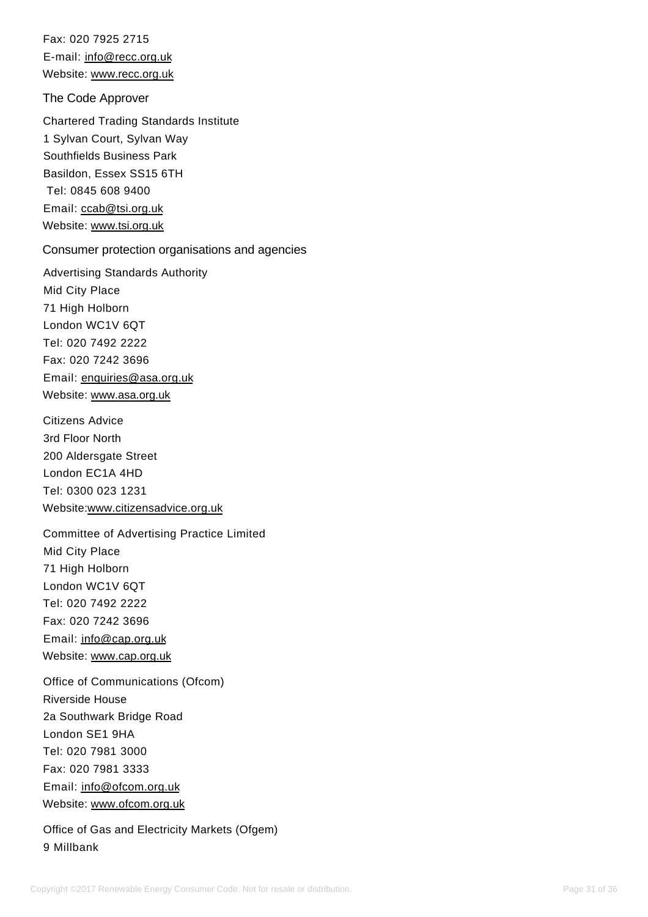Fax: 020 7925 2715
E-mail: info@recc.org.uk
Website: www.recc.org.uk

### The Code Approver

Chartered Trading Standards Institute
1 Sylvan Court, Sylvan Way
Southfields Business Park
Basildon, Essex SS15 6TH
Tel: 0845 608 9400
Email: ccab@tsi.org.uk
Website: www.tsi.org.uk

### Consumer protection organisations and agencies

Advertising Standards Authority
Mid City Place
71 High Holborn
London WC1V 6QT
Tel: 020 7492 2222
Fax: 020 7242 3696
Email: enquiries@asa.org.uk
Website: www.asa.org.uk

Citizens Advice
3rd Floor North
200 Aldersgate Street
London EC1A 4HD
Tel: 0300 023 1231
Website:www.citizensadvice.org.uk

Committee of Advertising Practice Limited
Mid City Place
71 High Holborn
London WC1V 6QT
Tel: 020 7492 2222
Fax: 020 7242 3696
Email: info@cap.org.uk
Website: www.cap.org.uk

Office of Communications (Ofcom)
Riverside House
2a Southwark Bridge Road
London SE1 9HA
Tel: 020 7981 3000
Fax: 020 7981 3333
Email: info@ofcom.org.uk
Website: www.ofcom.org.uk

Office of Gas and Electricity Markets (Ofgem)
9 Millbank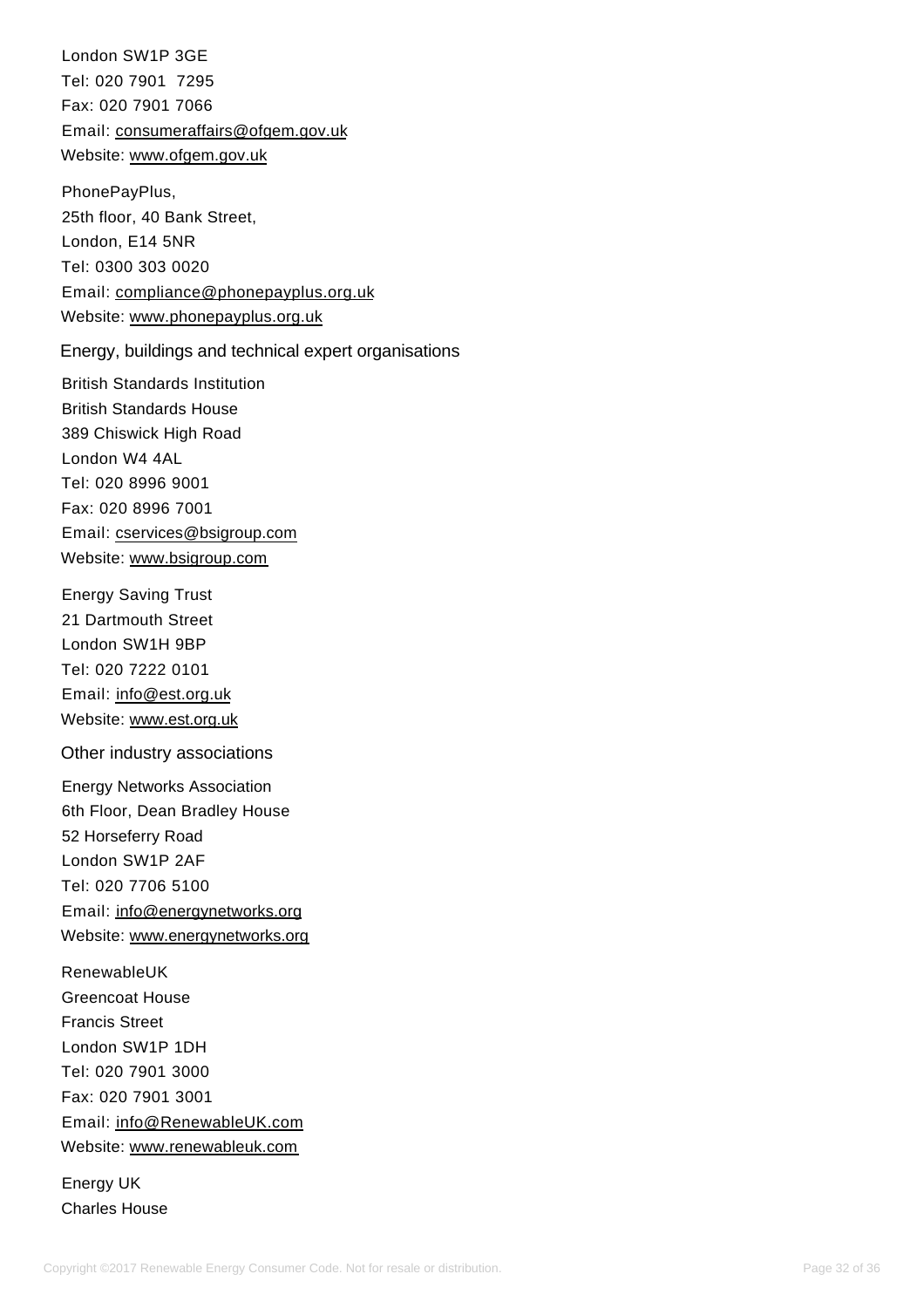London SW1P 3GE
Tel: 020 7901 7295
Fax: 020 7901 7066
Email: consumeraffairs@ofgem.gov.uk
Website: www.ofgem.gov.uk

PhonePayPlus,
25th floor, 40 Bank Street,
London, E14 5NR
Tel: 0300 303 0020
Email: compliance@phonepayplus.org.uk
Website: www.phonepayplus.org.uk

## Energy, buildings and technical expert organisations

British Standards Institution
British Standards House
389 Chiswick High Road
London W4 4AL
Tel: 020 8996 9001
Fax: 020 8996 7001
Email: cservices@bsigroup.com
Website: www.bsigroup.com

Energy Saving Trust
21 Dartmouth Street
London SW1H 9BP
Tel: 020 7222 0101
Email: info@est.org.uk
Website: www.est.org.uk

## Other industry associations

Energy Networks Association
6th Floor, Dean Bradley House
52 Horseferry Road
London SW1P 2AF
Tel: 020 7706 5100
Email: info@energynetworks.org
Website: www.energynetworks.org

RenewableUK
Greencoat House
Francis Street
London SW1P 1DH
Tel: 020 7901 3000
Fax: 020 7901 3001
Email: info@RenewableUK.com
Website: www.renewableuk.com

Energy UK
Charles House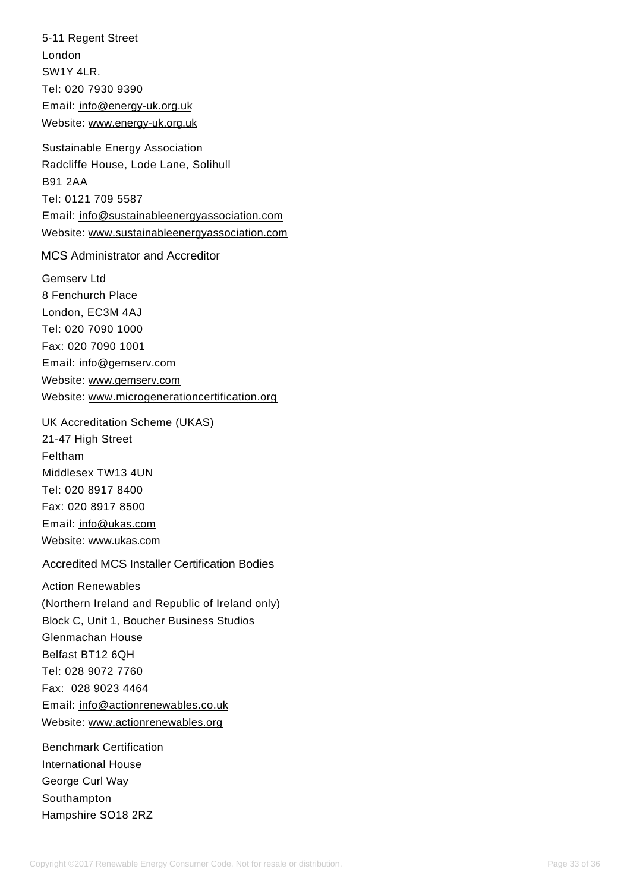5-11 Regent Street
London
SW1Y 4LR.
Tel: 020 7930 9390
Email: info@energy-uk.org.uk
Website: www.energy-uk.org.uk

Sustainable Energy Association
Radcliffe House, Lode Lane, Solihull
B91 2AA
Tel: 0121 709 5587
Email: info@sustainableenergyassociation.com
Website: www.sustainableenergyassociation.com

### MCS Administrator and Accreditor

Gemserv Ltd
8 Fenchurch Place
London, EC3M 4AJ
Tel: 020 7090 1000
Fax: 020 7090 1001
Email: info@gemserv.com
Website: www.gemserv.com
Website: www.microgenerationcertification.org

UK Accreditation Scheme (UKAS)
21-47 High Street
Feltham
Middlesex TW13 4UN
Tel: 020 8917 8400
Fax: 020 8917 8500
Email: info@ukas.com
Website: www.ukas.com

### Accredited MCS Installer Certification Bodies

Action Renewables
(Northern Ireland and Republic of Ireland only)
Block C, Unit 1, Boucher Business Studios
Glenmachan House
Belfast BT12 6QH
Tel: 028 9072 7760
Fax: 028 9023 4464
Email: info@actionrenewables.co.uk
Website: www.actionrenewables.org

Benchmark Certification
International House
George Curl Way
Southampton
Hampshire SO18 2RZ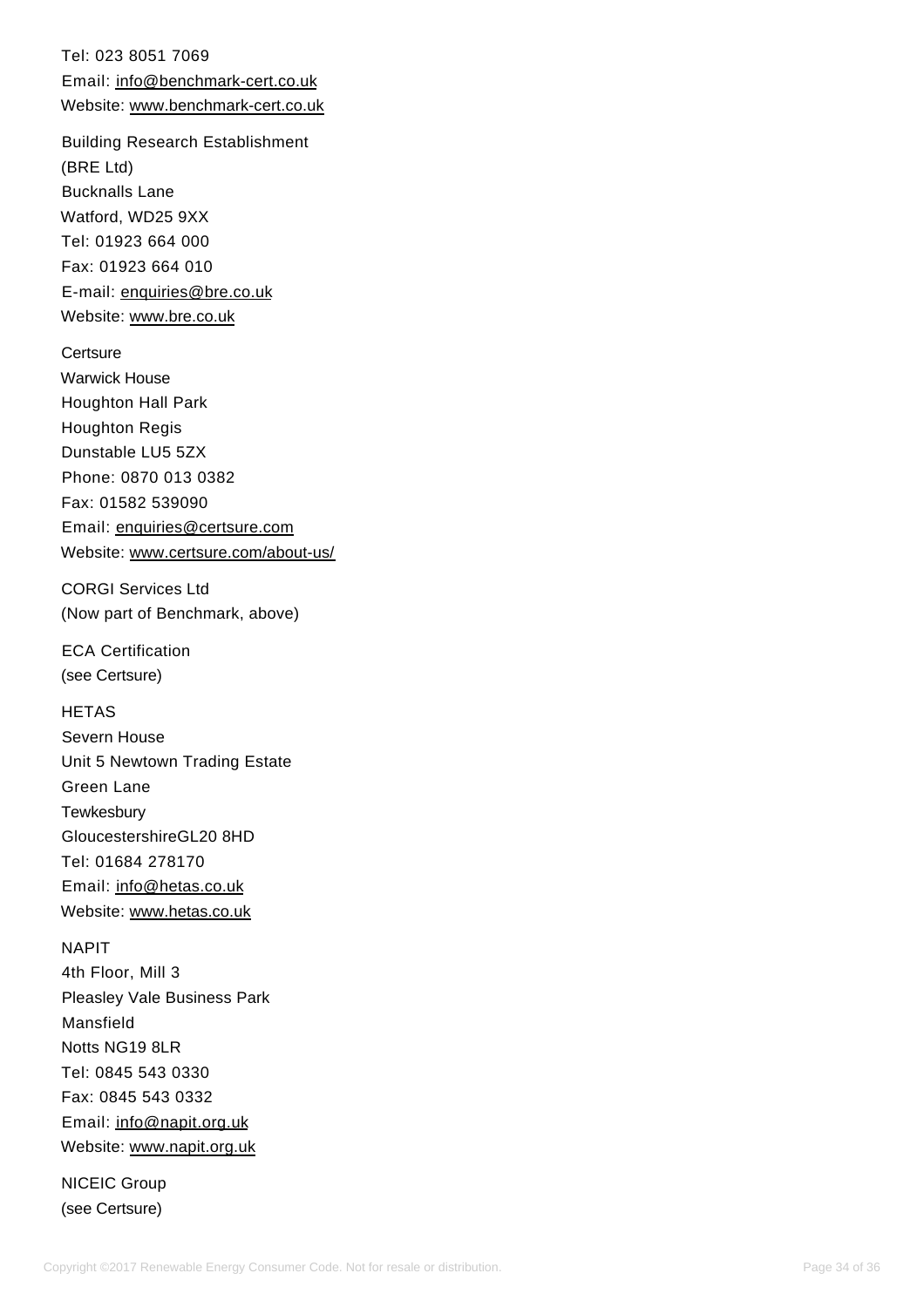Tel: 023 8051 7069
Email: info@benchmark-cert.co.uk
Website: www.benchmark-cert.co.uk

Building Research Establishment
(BRE Ltd)
Bucknalls Lane
Watford, WD25 9XX
Tel: 01923 664 000
Fax: 01923 664 010
E-mail: enquiries@bre.co.uk
Website: www.bre.co.uk

Certsure
Warwick House
Houghton Hall Park
Houghton Regis
Dunstable LU5 5ZX
Phone: 0870 013 0382
Fax: 01582 539090
Email: enquiries@certsure.com
Website: www.certsure.com/about-us/

CORGI Services Ltd
(Now part of Benchmark, above)

ECA Certification
(see Certsure)

HETAS
Severn House
Unit 5 Newtown Trading Estate
Green Lane
Tewkesbury
GloucestershireGL20 8HD
Tel: 01684 278170
Email: info@hetas.co.uk
Website: www.hetas.co.uk

NAPIT
4th Floor, Mill 3
Pleasley Vale Business Park
Mansfield
Notts NG19 8LR
Tel: 0845 543 0330
Fax: 0845 543 0332
Email: info@napit.org.uk
Website: www.napit.org.uk

NICEIC Group
(see Certsure)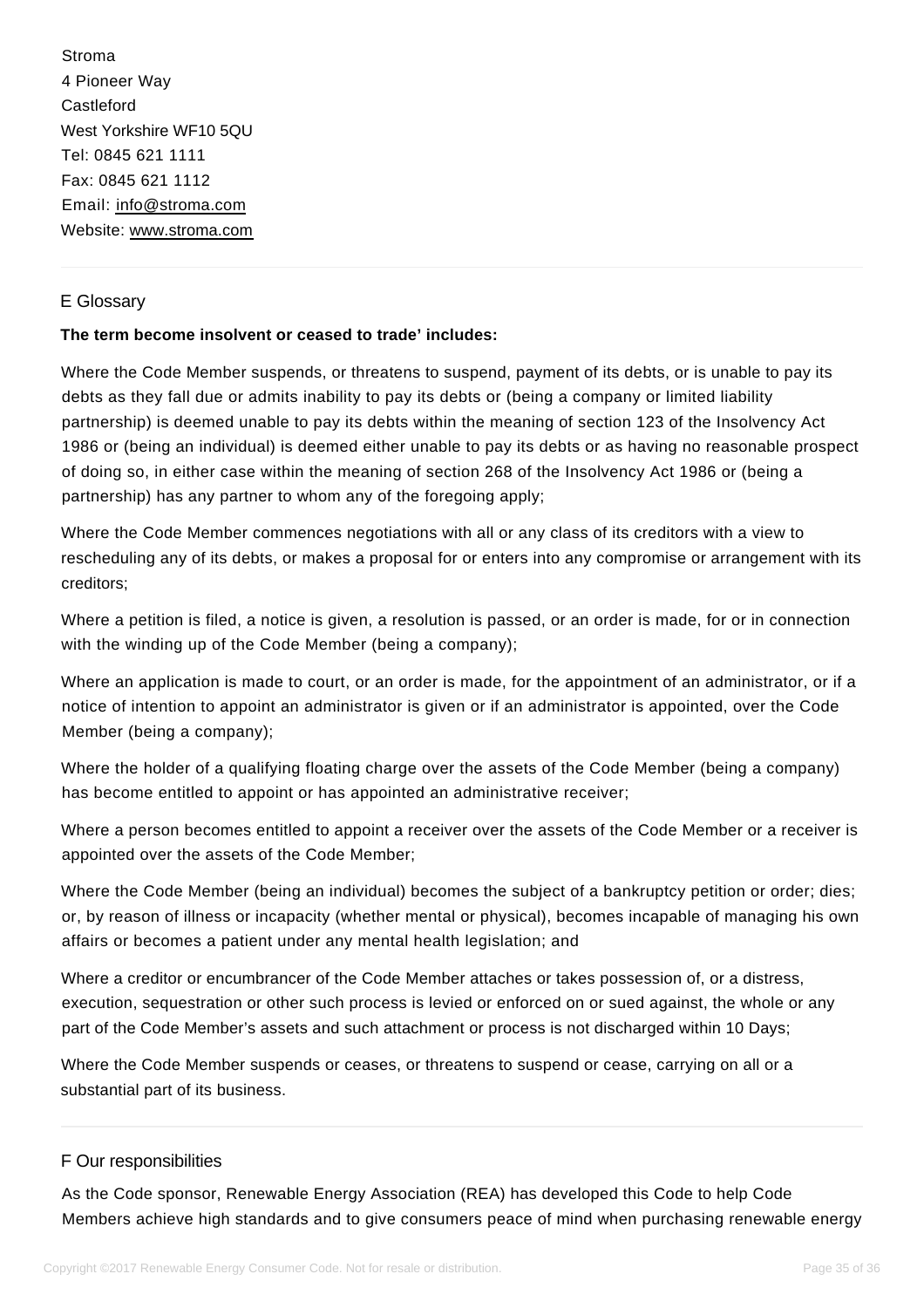Stroma
4 Pioneer Way
Castleford
West Yorkshire WF10 5QU
Tel: 0845 621 1111
Fax: 0845 621 1112
Email: info@stroma.com
Website: www.stroma.com

---

## E Glossary

**The term become insolvent or ceased to trade' includes:**

Where the Code Member suspends, or threatens to suspend, payment of its debts, or is unable to pay its debts as they fall due or admits inability to pay its debts or (being a company or limited liability partnership) is deemed unable to pay its debts within the meaning of section 123 of the Insolvency Act 1986 or (being an individual) is deemed either unable to pay its debts or as having no reasonable prospect of doing so, in either case within the meaning of section 268 of the Insolvency Act 1986 or (being a partnership) has any partner to whom any of the foregoing apply;

Where the Code Member commences negotiations with all or any class of its creditors with a view to rescheduling any of its debts, or makes a proposal for or enters into any compromise or arrangement with its creditors;

Where a petition is filed, a notice is given, a resolution is passed, or an order is made, for or in connection with the winding up of the Code Member (being a company);

Where an application is made to court, or an order is made, for the appointment of an administrator, or if a notice of intention to appoint an administrator is given or if an administrator is appointed, over the Code Member (being a company);

Where the holder of a qualifying floating charge over the assets of the Code Member (being a company) has become entitled to appoint or has appointed an administrative receiver;

Where a person becomes entitled to appoint a receiver over the assets of the Code Member or a receiver is appointed over the assets of the Code Member;

Where the Code Member (being an individual) becomes the subject of a bankruptcy petition or order; dies; or, by reason of illness or incapacity (whether mental or physical), becomes incapable of managing his own affairs or becomes a patient under any mental health legislation; and

Where a creditor or encumbrancer of the Code Member attaches or takes possession of, or a distress, execution, sequestration or other such process is levied or enforced on or sued against, the whole or any part of the Code Member's assets and such attachment or process is not discharged within 10 Days;

Where the Code Member suspends or ceases, or threatens to suspend or cease, carrying on all or a substantial part of its business.

---

## F Our responsibilities

As the Code sponsor, Renewable Energy Association (REA) has developed this Code to help Code Members achieve high standards and to give consumers peace of mind when purchasing renewable energy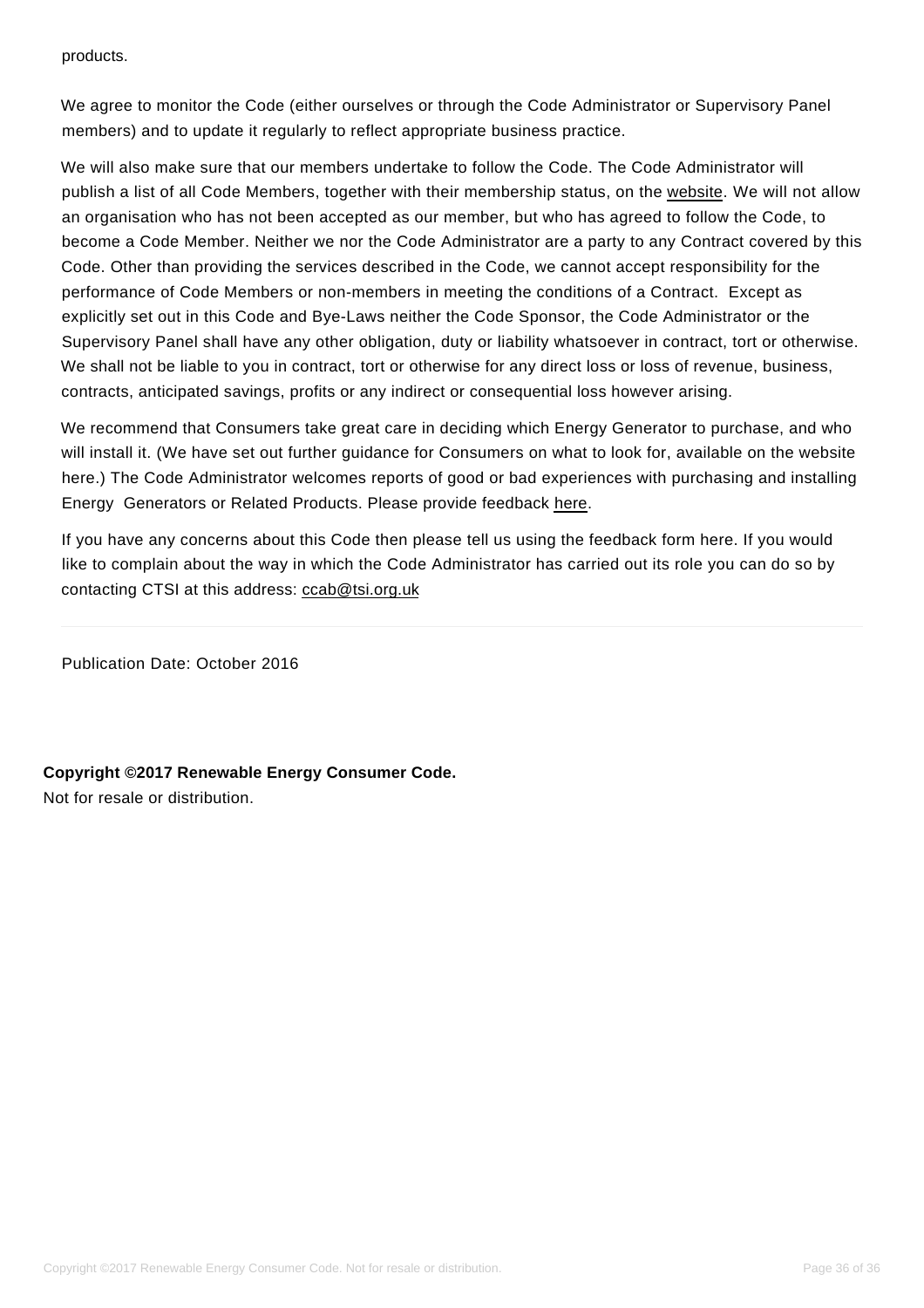products.

We agree to monitor the Code (either ourselves or through the Code Administrator or Supervisory Panel members) and to update it regularly to reflect appropriate business practice.

We will also make sure that our members undertake to follow the Code. The Code Administrator will publish a list of all Code Members, together with their membership status, on the website. We will not allow an organisation who has not been accepted as our member, but who has agreed to follow the Code, to become a Code Member. Neither we nor the Code Administrator are a party to any Contract covered by this Code. Other than providing the services described in the Code, we cannot accept responsibility for the performance of Code Members or non-members in meeting the conditions of a Contract. Except as explicitly set out in this Code and Bye-Laws neither the Code Sponsor, the Code Administrator or the Supervisory Panel shall have any other obligation, duty or liability whatsoever in contract, tort or otherwise. We shall not be liable to you in contract, tort or otherwise for any direct loss or loss of revenue, business, contracts, anticipated savings, profits or any indirect or consequential loss however arising.

We recommend that Consumers take great care in deciding which Energy Generator to purchase, and who will install it. (We have set out further guidance for Consumers on what to look for, available on the website here.) The Code Administrator welcomes reports of good or bad experiences with purchasing and installing Energy Generators or Related Products. Please provide feedback here.

If you have any concerns about this Code then please tell us using the feedback form here. If you would like to complain about the way in which the Code Administrator has carried out its role you can do so by contacting CTSI at this address: ccab@tsi.org.uk

---

Publication Date: October 2016

**Copyright ©2017 Renewable Energy Consumer Code.**
Not for resale or distribution.